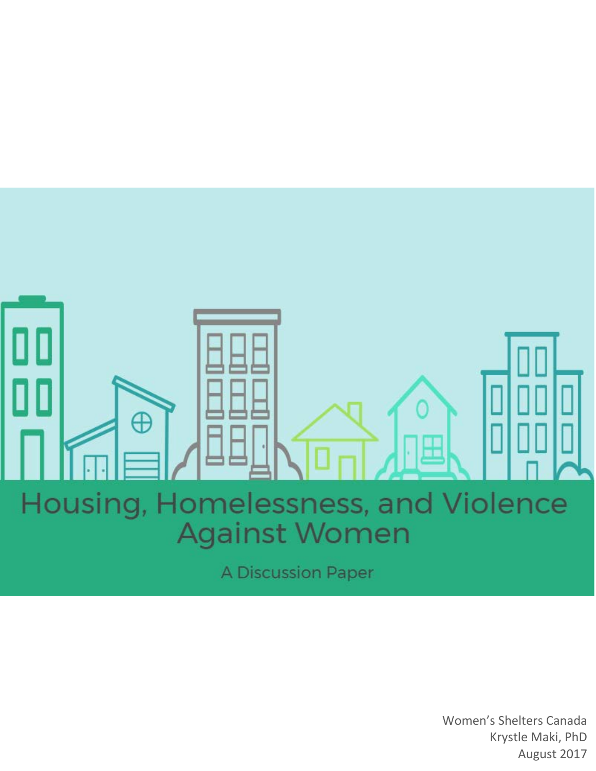# Housing, Homelessness, and Violence Against Women

A Discussion Paper

Women's Shelters Canada
Krystle Maki, PhD
August 2017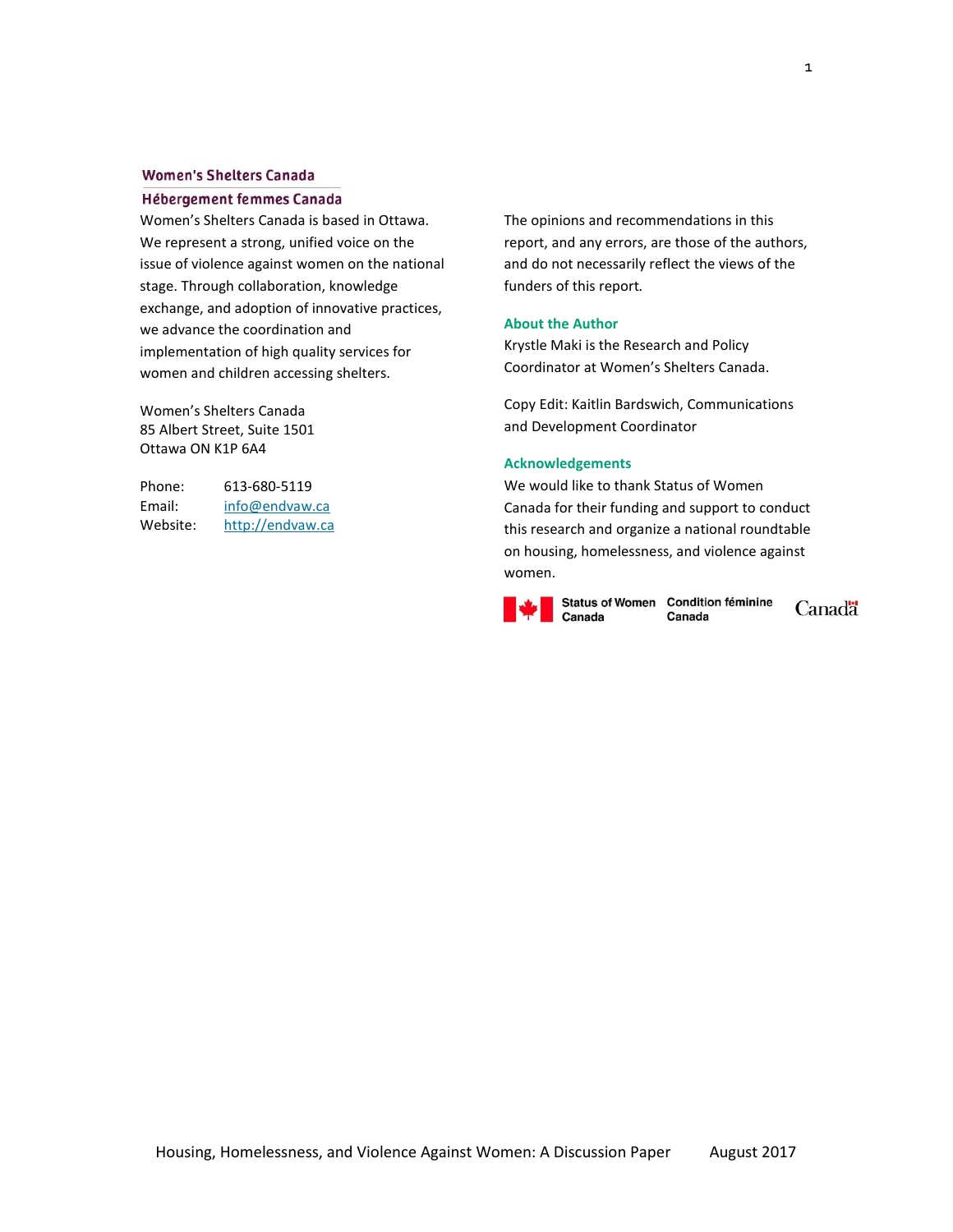**Women's Shelters Canada**

**Hébergement femmes Canada**

Women's Shelters Canada is based in Ottawa. We represent a strong, unified voice on the issue of violence against women on the national stage. Through collaboration, knowledge exchange, and adoption of innovative practices, we advance the coordination and implementation of high quality services for women and children accessing shelters.

Women's Shelters Canada
85 Albert Street, Suite 1501
Ottawa ON K1P 6A4

| | |
|---|---|
| Phone: | 613-680-5119 |
| Email: | info@endvaw.ca |
| Website: | http://endvaw.ca |

The opinions and recommendations in this report, and any errors, are those of the authors, and do not necessarily reflect the views of the funders of this report.

### About the Author

Krystle Maki is the Research and Policy Coordinator at Women's Shelters Canada.

Copy Edit: Kaitlin Bardswich, Communications and Development Coordinator

### Acknowledgements

We would like to thank Status of Women Canada for their funding and support to conduct this research and organize a national roundtable on housing, homelessness, and violence against women.

Status of Women Canada | Condition féminine Canada | Canada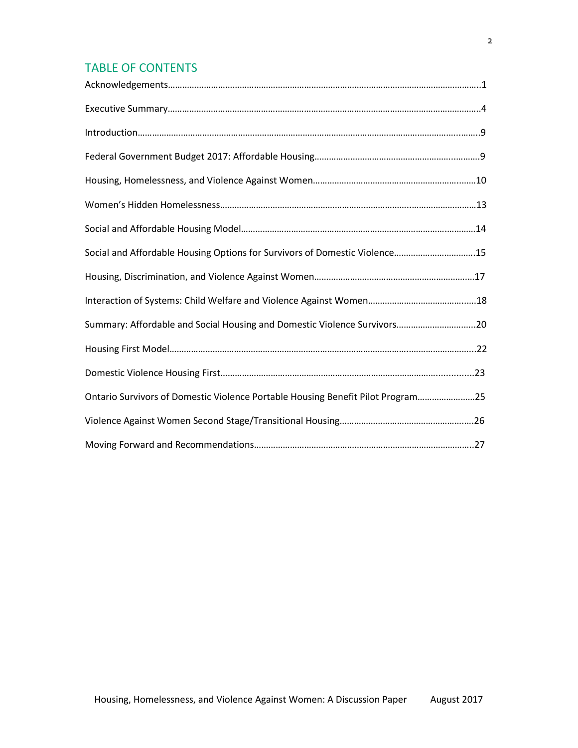## TABLE OF CONTENTS

Acknowledgements……………………………………………………………………………………………………………………..1

Executive Summary……………………………………………………………………………………………………………….4

Introduction…………………………………………………………………………………………………………………………..9

Federal Government Budget 2017: Affordable Housing……………………………………………………………9

Housing, Homelessness, and Violence Against Women…………………………………………………………10

Women's Hidden Homelessness………………………………………………………………………………………13

Social and Affordable Housing Model………………………………………………………………………………14

Social and Affordable Housing Options for Survivors of Domestic Violence……………………………15

Housing, Discrimination, and Violence Against Women……………………………………………………17

Interaction of Systems: Child Welfare and Violence Against Women………………………………18

Summary: Affordable and Social Housing and Domestic Violence Survivors…………………………20

Housing First Model……………………………………………………………………………………………………22

Domestic Violence Housing First……………………………………………………………………………………23

Ontario Survivors of Domestic Violence Portable Housing Benefit Pilot Program……………………25

Violence Against Women Second Stage/Transitional Housing……………………………………………26

Moving Forward and Recommendations…………………………………………………………………………27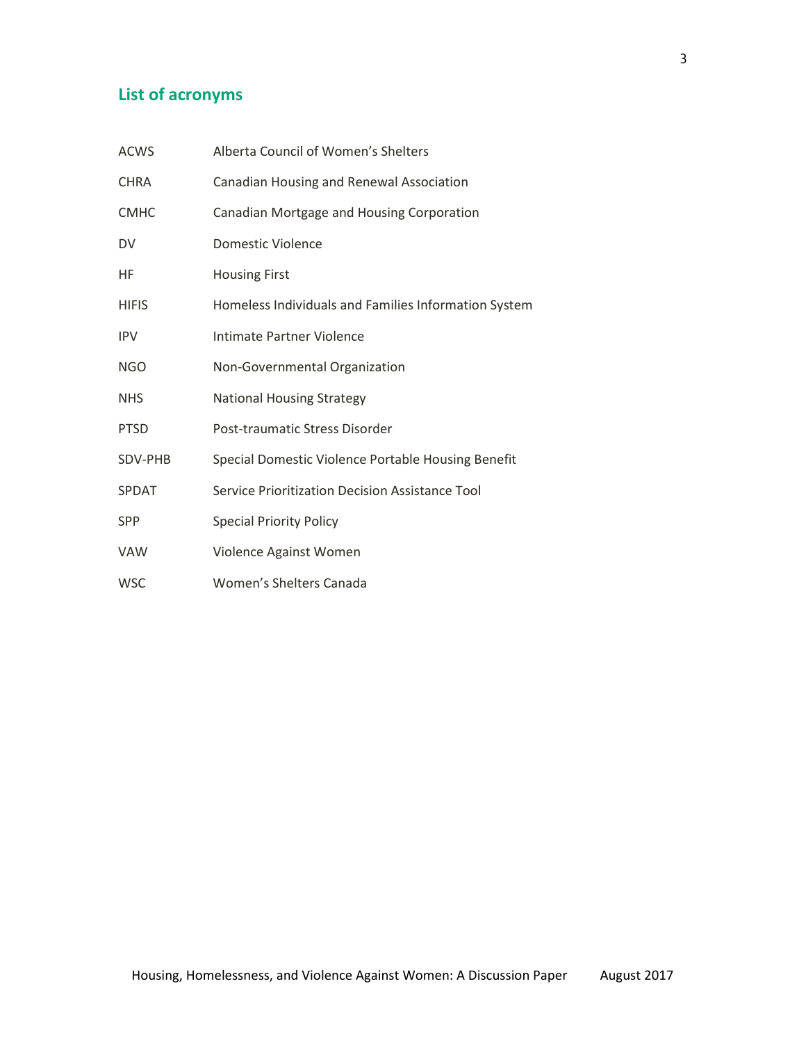## List of acronyms

| | |
|---|---|
| ACWS | Alberta Council of Women's Shelters |
| CHRA | Canadian Housing and Renewal Association |
| CMHC | Canadian Mortgage and Housing Corporation |
| DV | Domestic Violence |
| HF | Housing First |
| HIFIS | Homeless Individuals and Families Information System |
| IPV | Intimate Partner Violence |
| NGO | Non-Governmental Organization |
| NHS | National Housing Strategy |
| PTSD | Post-traumatic Stress Disorder |
| SDV-PHB | Special Domestic Violence Portable Housing Benefit |
| SPDAT | Service Prioritization Decision Assistance Tool |
| SPP | Special Priority Policy |
| VAW | Violence Against Women |
| WSC | Women's Shelters Canada |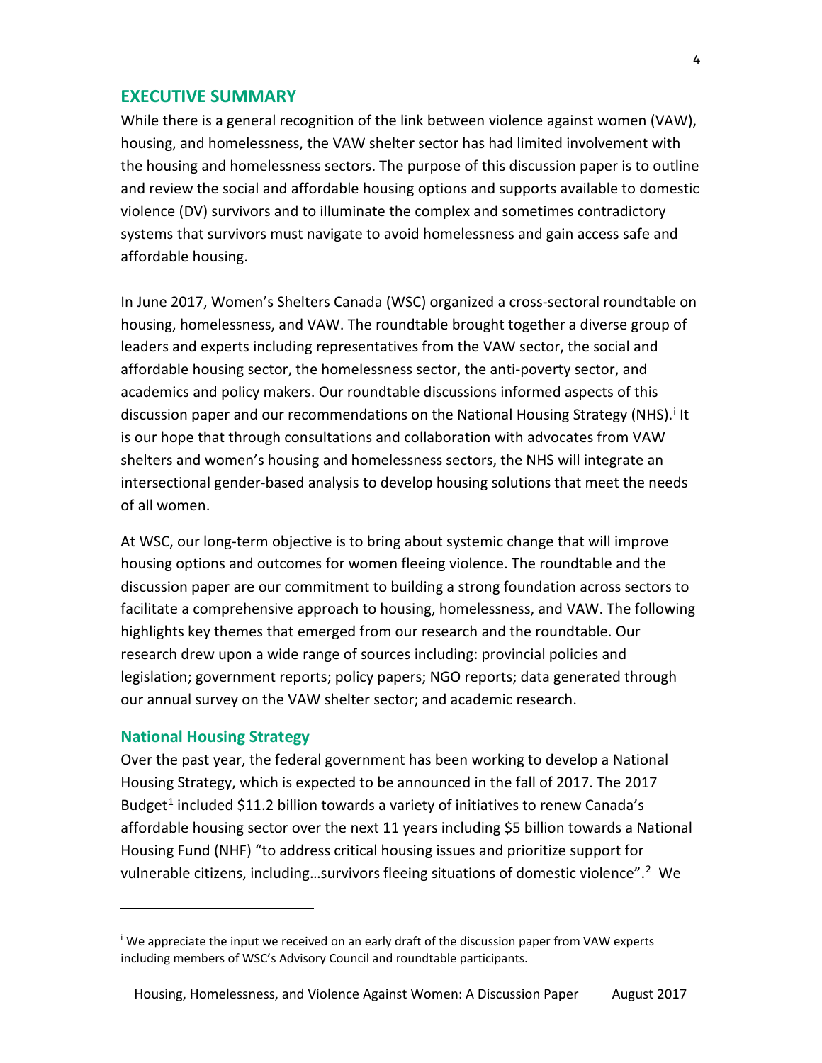## EXECUTIVE SUMMARY

While there is a general recognition of the link between violence against women (VAW), housing, and homelessness, the VAW shelter sector has had limited involvement with the housing and homelessness sectors. The purpose of this discussion paper is to outline and review the social and affordable housing options and supports available to domestic violence (DV) survivors and to illuminate the complex and sometimes contradictory systems that survivors must navigate to avoid homelessness and gain access safe and affordable housing.

In June 2017, Women's Shelters Canada (WSC) organized a cross-sectoral roundtable on housing, homelessness, and VAW. The roundtable brought together a diverse group of leaders and experts including representatives from the VAW sector, the social and affordable housing sector, the homelessness sector, the anti-poverty sector, and academics and policy makers. Our roundtable discussions informed aspects of this discussion paper and our recommendations on the National Housing Strategy (NHS).[i] It is our hope that through consultations and collaboration with advocates from VAW shelters and women's housing and homelessness sectors, the NHS will integrate an intersectional gender-based analysis to develop housing solutions that meet the needs of all women.

At WSC, our long-term objective is to bring about systemic change that will improve housing options and outcomes for women fleeing violence. The roundtable and the discussion paper are our commitment to building a strong foundation across sectors to facilitate a comprehensive approach to housing, homelessness, and VAW. The following highlights key themes that emerged from our research and the roundtable. Our research drew upon a wide range of sources including: provincial policies and legislation; government reports; policy papers; NGO reports; data generated through our annual survey on the VAW shelter sector; and academic research.

### National Housing Strategy

Over the past year, the federal government has been working to develop a National Housing Strategy, which is expected to be announced in the fall of 2017. The 2017 Budget[1] included $11.2 billion towards a variety of initiatives to renew Canada's affordable housing sector over the next 11 years including $5 billion towards a National Housing Fund (NHF) "to address critical housing issues and prioritize support for vulnerable citizens, including…survivors fleeing situations of domestic violence".[2] We

---

[i] We appreciate the input we received on an early draft of the discussion paper from VAW experts including members of WSC's Advisory Council and roundtable participants.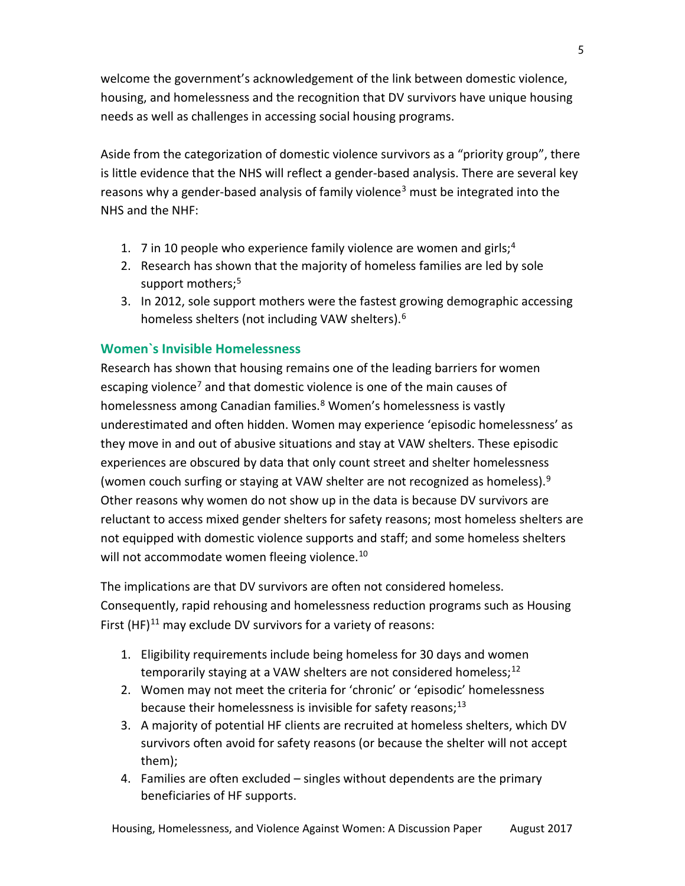welcome the government's acknowledgement of the link between domestic violence, housing, and homelessness and the recognition that DV survivors have unique housing needs as well as challenges in accessing social housing programs.

Aside from the categorization of domestic violence survivors as a "priority group", there is little evidence that the NHS will reflect a gender-based analysis. There are several key reasons why a gender-based analysis of family violence[3] must be integrated into the NHS and the NHF:

1. 7 in 10 people who experience family violence are women and girls;[4]
2. Research has shown that the majority of homeless families are led by sole support mothers;[5]
3. In 2012, sole support mothers were the fastest growing demographic accessing homeless shelters (not including VAW shelters).[6]

## Women`s Invisible Homelessness

Research has shown that housing remains one of the leading barriers for women escaping violence[7] and that domestic violence is one of the main causes of homelessness among Canadian families.[8] Women's homelessness is vastly underestimated and often hidden. Women may experience 'episodic homelessness' as they move in and out of abusive situations and stay at VAW shelters. These episodic experiences are obscured by data that only count street and shelter homelessness (women couch surfing or staying at VAW shelter are not recognized as homeless).[9] Other reasons why women do not show up in the data is because DV survivors are reluctant to access mixed gender shelters for safety reasons; most homeless shelters are not equipped with domestic violence supports and staff; and some homeless shelters will not accommodate women fleeing violence.[10]

The implications are that DV survivors are often not considered homeless. Consequently, rapid rehousing and homelessness reduction programs such as Housing First (HF)[11] may exclude DV survivors for a variety of reasons:

1. Eligibility requirements include being homeless for 30 days and women temporarily staying at a VAW shelters are not considered homeless;[12]
2. Women may not meet the criteria for 'chronic' or 'episodic' homelessness because their homelessness is invisible for safety reasons;[13]
3. A majority of potential HF clients are recruited at homeless shelters, which DV survivors often avoid for safety reasons (or because the shelter will not accept them);
4. Families are often excluded – singles without dependents are the primary beneficiaries of HF supports.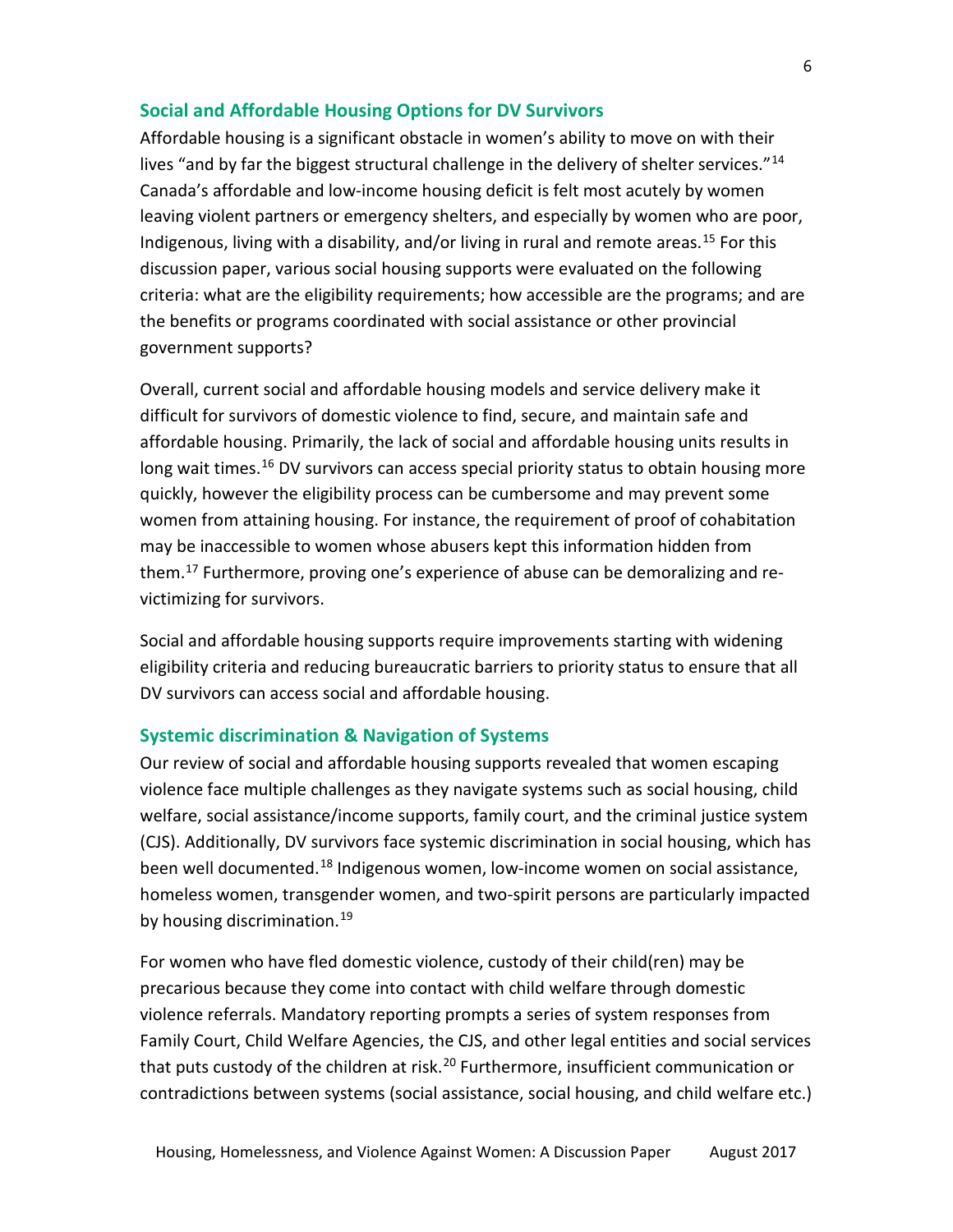## Social and Affordable Housing Options for DV Survivors

Affordable housing is a significant obstacle in women's ability to move on with their lives "and by far the biggest structural challenge in the delivery of shelter services."[14] Canada's affordable and low-income housing deficit is felt most acutely by women leaving violent partners or emergency shelters, and especially by women who are poor, Indigenous, living with a disability, and/or living in rural and remote areas.[15] For this discussion paper, various social housing supports were evaluated on the following criteria: what are the eligibility requirements; how accessible are the programs; and are the benefits or programs coordinated with social assistance or other provincial government supports?

Overall, current social and affordable housing models and service delivery make it difficult for survivors of domestic violence to find, secure, and maintain safe and affordable housing. Primarily, the lack of social and affordable housing units results in long wait times.[16] DV survivors can access special priority status to obtain housing more quickly, however the eligibility process can be cumbersome and may prevent some women from attaining housing. For instance, the requirement of proof of cohabitation may be inaccessible to women whose abusers kept this information hidden from them.[17] Furthermore, proving one's experience of abuse can be demoralizing and re-victimizing for survivors.

Social and affordable housing supports require improvements starting with widening eligibility criteria and reducing bureaucratic barriers to priority status to ensure that all DV survivors can access social and affordable housing.

## Systemic discrimination & Navigation of Systems

Our review of social and affordable housing supports revealed that women escaping violence face multiple challenges as they navigate systems such as social housing, child welfare, social assistance/income supports, family court, and the criminal justice system (CJS). Additionally, DV survivors face systemic discrimination in social housing, which has been well documented.[18] Indigenous women, low-income women on social assistance, homeless women, transgender women, and two-spirit persons are particularly impacted by housing discrimination.[19]

For women who have fled domestic violence, custody of their child(ren) may be precarious because they come into contact with child welfare through domestic violence referrals. Mandatory reporting prompts a series of system responses from Family Court, Child Welfare Agencies, the CJS, and other legal entities and social services that puts custody of the children at risk.[20] Furthermore, insufficient communication or contradictions between systems (social assistance, social housing, and child welfare etc.)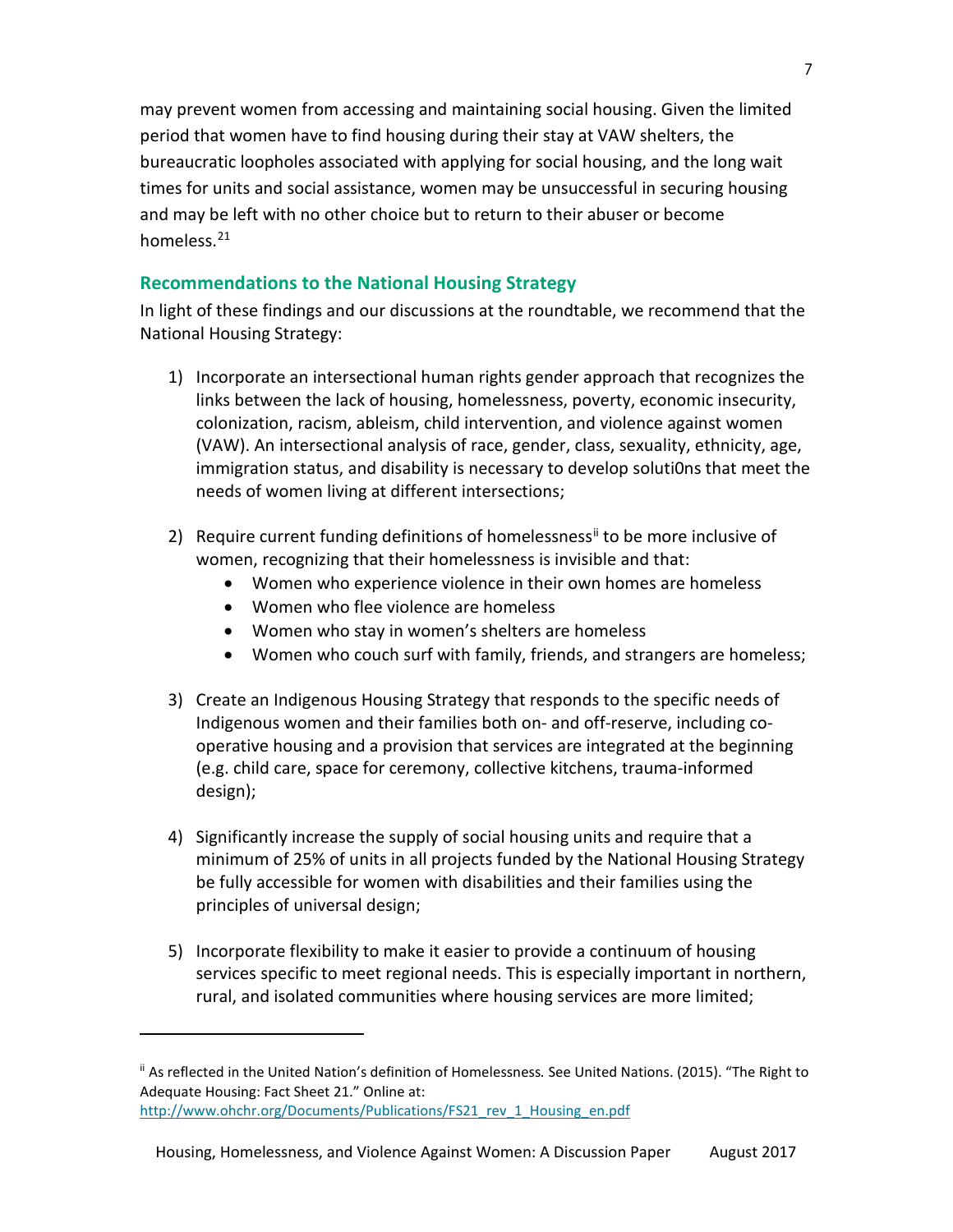may prevent women from accessing and maintaining social housing. Given the limited period that women have to find housing during their stay at VAW shelters, the bureaucratic loopholes associated with applying for social housing, and the long wait times for units and social assistance, women may be unsuccessful in securing housing and may be left with no other choice but to return to their abuser or become homeless.[21]

## Recommendations to the National Housing Strategy

In light of these findings and our discussions at the roundtable, we recommend that the National Housing Strategy:

1) Incorporate an intersectional human rights gender approach that recognizes the links between the lack of housing, homelessness, poverty, economic insecurity, colonization, racism, ableism, child intervention, and violence against women (VAW). An intersectional analysis of race, gender, class, sexuality, ethnicity, age, immigration status, and disability is necessary to develop soluti0ns that meet the needs of women living at different intersections;

2) Require current funding definitions of homelessness[ii] to be more inclusive of women, recognizing that their homelessness is invisible and that:
   - Women who experience violence in their own homes are homeless
   - Women who flee violence are homeless
   - Women who stay in women's shelters are homeless
   - Women who couch surf with family, friends, and strangers are homeless;

3) Create an Indigenous Housing Strategy that responds to the specific needs of Indigenous women and their families both on- and off-reserve, including co-operative housing and a provision that services are integrated at the beginning (e.g. child care, space for ceremony, collective kitchens, trauma-informed design);

4) Significantly increase the supply of social housing units and require that a minimum of 25% of units in all projects funded by the National Housing Strategy be fully accessible for women with disabilities and their families using the principles of universal design;

5) Incorporate flexibility to make it easier to provide a continuum of housing services specific to meet regional needs. This is especially important in northern, rural, and isolated communities where housing services are more limited;

---

[ii] As reflected in the United Nation's definition of Homelessness. See United Nations. (2015). "The Right to Adequate Housing: Fact Sheet 21." Online at: http://www.ohchr.org/Documents/Publications/FS21_rev_1_Housing_en.pdf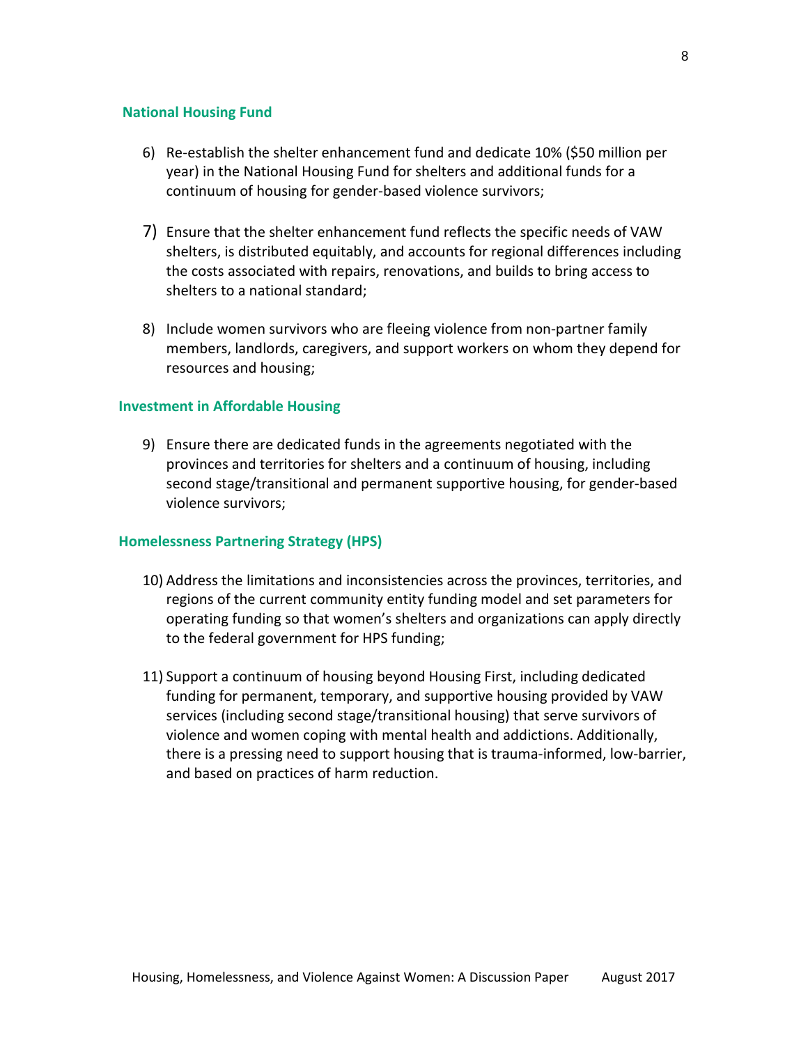### National Housing Fund

6) Re-establish the shelter enhancement fund and dedicate 10% ($50 million per year) in the National Housing Fund for shelters and additional funds for a continuum of housing for gender-based violence survivors;

7) Ensure that the shelter enhancement fund reflects the specific needs of VAW shelters, is distributed equitably, and accounts for regional differences including the costs associated with repairs, renovations, and builds to bring access to shelters to a national standard;

8) Include women survivors who are fleeing violence from non-partner family members, landlords, caregivers, and support workers on whom they depend for resources and housing;

### Investment in Affordable Housing

9) Ensure there are dedicated funds in the agreements negotiated with the provinces and territories for shelters and a continuum of housing, including second stage/transitional and permanent supportive housing, for gender-based violence survivors;

### Homelessness Partnering Strategy (HPS)

10) Address the limitations and inconsistencies across the provinces, territories, and regions of the current community entity funding model and set parameters for operating funding so that women's shelters and organizations can apply directly to the federal government for HPS funding;

11) Support a continuum of housing beyond Housing First, including dedicated funding for permanent, temporary, and supportive housing provided by VAW services (including second stage/transitional housing) that serve survivors of violence and women coping with mental health and addictions. Additionally, there is a pressing need to support housing that is trauma-informed, low-barrier, and based on practices of harm reduction.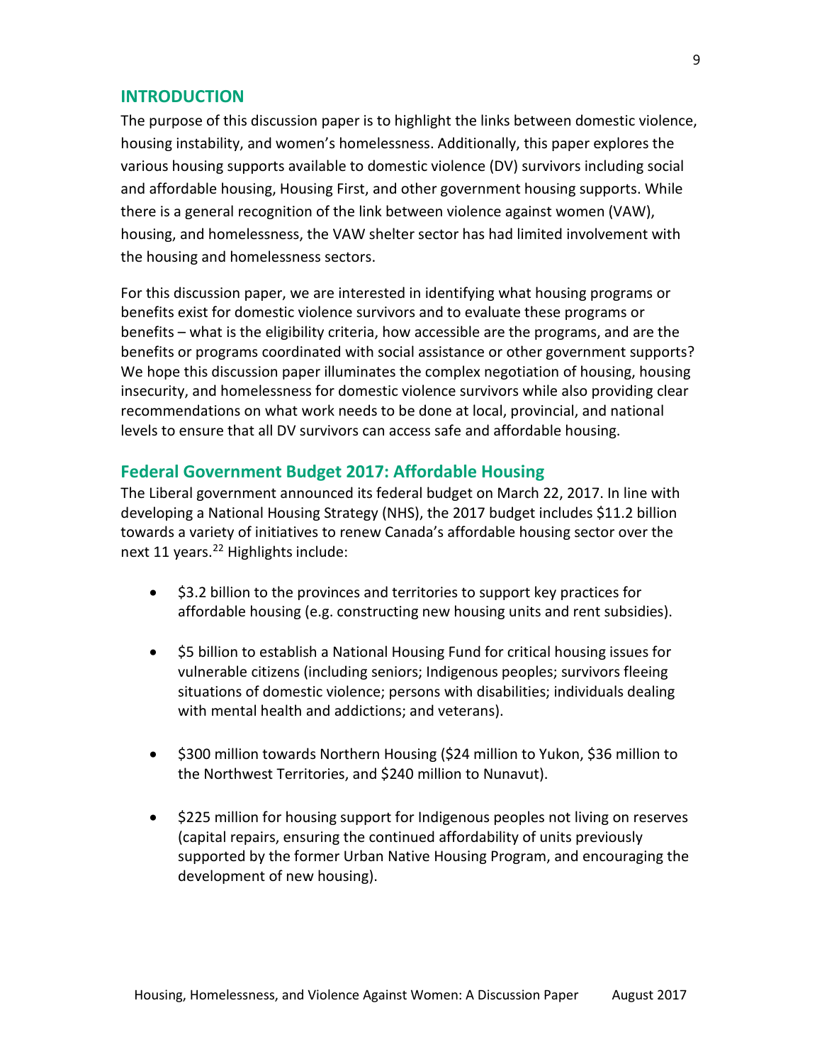## INTRODUCTION

The purpose of this discussion paper is to highlight the links between domestic violence, housing instability, and women's homelessness. Additionally, this paper explores the various housing supports available to domestic violence (DV) survivors including social and affordable housing, Housing First, and other government housing supports. While there is a general recognition of the link between violence against women (VAW), housing, and homelessness, the VAW shelter sector has had limited involvement with the housing and homelessness sectors.

For this discussion paper, we are interested in identifying what housing programs or benefits exist for domestic violence survivors and to evaluate these programs or benefits – what is the eligibility criteria, how accessible are the programs, and are the benefits or programs coordinated with social assistance or other government supports? We hope this discussion paper illuminates the complex negotiation of housing, housing insecurity, and homelessness for domestic violence survivors while also providing clear recommendations on what work needs to be done at local, provincial, and national levels to ensure that all DV survivors can access safe and affordable housing.

### Federal Government Budget 2017: Affordable Housing

The Liberal government announced its federal budget on March 22, 2017. In line with developing a National Housing Strategy (NHS), the 2017 budget includes $11.2 billion towards a variety of initiatives to renew Canada's affordable housing sector over the next 11 years.[22] Highlights include:

- $3.2 billion to the provinces and territories to support key practices for affordable housing (e.g. constructing new housing units and rent subsidies).
- $5 billion to establish a National Housing Fund for critical housing issues for vulnerable citizens (including seniors; Indigenous peoples; survivors fleeing situations of domestic violence; persons with disabilities; individuals dealing with mental health and addictions; and veterans).
- $300 million towards Northern Housing ($24 million to Yukon, $36 million to the Northwest Territories, and $240 million to Nunavut).
- $225 million for housing support for Indigenous peoples not living on reserves (capital repairs, ensuring the continued affordability of units previously supported by the former Urban Native Housing Program, and encouraging the development of new housing).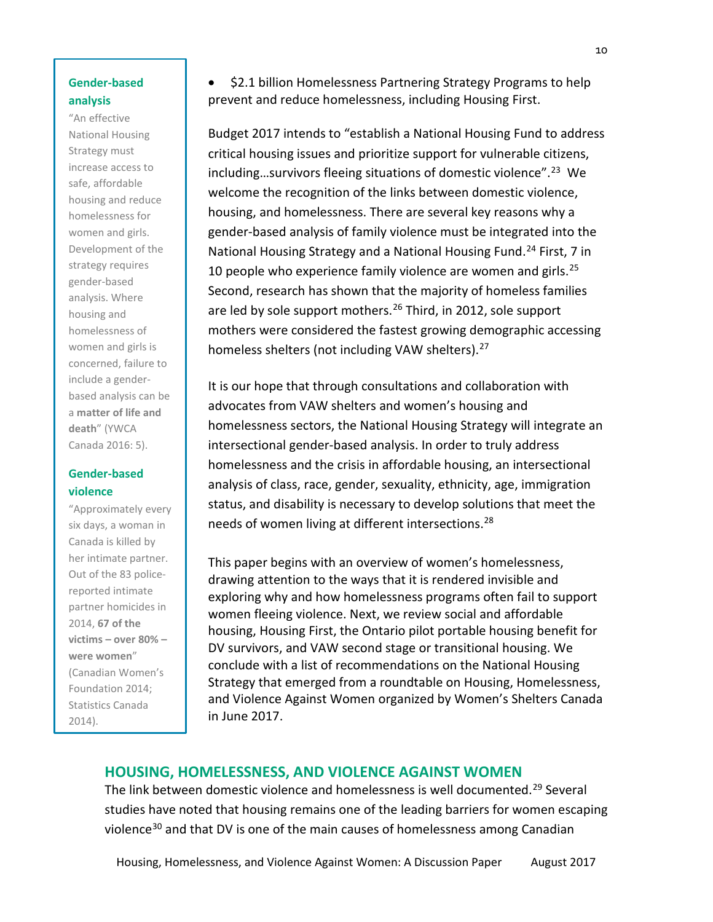**Gender-based analysis**

"An effective National Housing Strategy must increase access to safe, affordable housing and reduce homelessness for women and girls. Development of the strategy requires gender-based analysis. Where housing and homelessness of women and girls is concerned, failure to include a gender-based analysis can be a **matter of life and death**" (YWCA Canada 2016: 5).

**Gender-based violence**

"Approximately every six days, a woman in Canada is killed by her intimate partner. Out of the 83 police-reported intimate partner homicides in 2014, **67 of the victims – over 80% – were women**" (Canadian Women's Foundation 2014; Statistics Canada 2014).

- $2.1 billion Homelessness Partnering Strategy Programs to help prevent and reduce homelessness, including Housing First.

Budget 2017 intends to "establish a National Housing Fund to address critical housing issues and prioritize support for vulnerable citizens, including…survivors fleeing situations of domestic violence".[23] We welcome the recognition of the links between domestic violence, housing, and homelessness. There are several key reasons why a gender-based analysis of family violence must be integrated into the National Housing Strategy and a National Housing Fund.[24] First, 7 in 10 people who experience family violence are women and girls.[25] Second, research has shown that the majority of homeless families are led by sole support mothers.[26] Third, in 2012, sole support mothers were considered the fastest growing demographic accessing homeless shelters (not including VAW shelters).[27]

It is our hope that through consultations and collaboration with advocates from VAW shelters and women's housing and homelessness sectors, the National Housing Strategy will integrate an intersectional gender-based analysis. In order to truly address homelessness and the crisis in affordable housing, an intersectional analysis of class, race, gender, sexuality, ethnicity, age, immigration status, and disability is necessary to develop solutions that meet the needs of women living at different intersections.[28]

This paper begins with an overview of women's homelessness, drawing attention to the ways that it is rendered invisible and exploring why and how homelessness programs often fail to support women fleeing violence. Next, we review social and affordable housing, Housing First, the Ontario pilot portable housing benefit for DV survivors, and VAW second stage or transitional housing. We conclude with a list of recommendations on the National Housing Strategy that emerged from a roundtable on Housing, Homelessness, and Violence Against Women organized by Women's Shelters Canada in June 2017.

## HOUSING, HOMELESSNESS, AND VIOLENCE AGAINST WOMEN

The link between domestic violence and homelessness is well documented.[29] Several studies have noted that housing remains one of the leading barriers for women escaping violence[30] and that DV is one of the main causes of homelessness among Canadian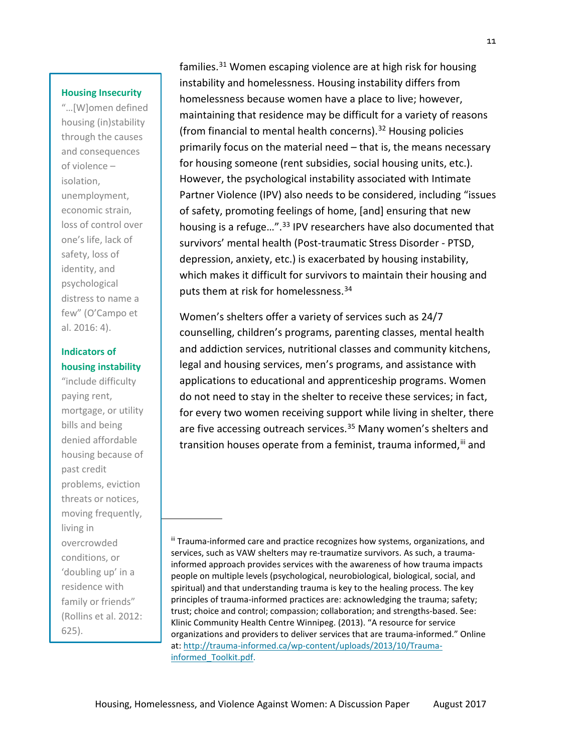families.[31] Women escaping violence are at high risk for housing instability and homelessness. Housing instability differs from homelessness because women have a place to live; however, maintaining that residence may be difficult for a variety of reasons (from financial to mental health concerns).[32] Housing policies primarily focus on the material need – that is, the means necessary for housing someone (rent subsidies, social housing units, etc.). However, the psychological instability associated with Intimate Partner Violence (IPV) also needs to be considered, including "issues of safety, promoting feelings of home, [and] ensuring that new housing is a refuge…".[33] IPV researchers have also documented that survivors' mental health (Post-traumatic Stress Disorder - PTSD, depression, anxiety, etc.) is exacerbated by housing instability, which makes it difficult for survivors to maintain their housing and puts them at risk for homelessness.[34]

Women's shelters offer a variety of services such as 24/7 counselling, children's programs, parenting classes, mental health and addiction services, nutritional classes and community kitchens, legal and housing services, men's programs, and assistance with applications to educational and apprenticeship programs. Women do not need to stay in the shelter to receive these services; in fact, for every two women receiving support while living in shelter, there are five accessing outreach services.[35] Many women's shelters and transition houses operate from a feminist, trauma informed,[iii] and

> **Housing Insecurity**
>
> "…[W]omen defined housing (in)stability through the causes and consequences of violence – isolation, unemployment, economic strain, loss of control over one's life, lack of safety, loss of identity, and psychological distress to name a few" (O'Campo et al. 2016: 4).
>
> **Indicators of housing instability**
>
> "include difficulty paying rent, mortgage, or utility bills and being denied affordable housing because of past credit problems, eviction threats or notices, moving frequently, living in overcrowded conditions, or 'doubling up' in a residence with family or friends" (Rollins et al. 2012: 625).

---

[iii] Trauma-informed care and practice recognizes how systems, organizations, and services, such as VAW shelters may re-traumatize survivors. As such, a trauma-informed approach provides services with the awareness of how trauma impacts people on multiple levels (psychological, neurobiological, biological, social, and spiritual) and that understanding trauma is key to the healing process. The key principles of trauma-informed practices are: acknowledging the trauma; safety; trust; choice and control; compassion; collaboration; and strengths-based. See: Klinic Community Health Centre Winnipeg. (2013). "A resource for service organizations and providers to deliver services that are trauma-informed." Online at: [http://trauma-informed.ca/wp-content/uploads/2013/10/Trauma-informed_Toolkit.pdf](http://trauma-informed.ca/wp-content/uploads/2013/10/Trauma-informed_Toolkit.pdf).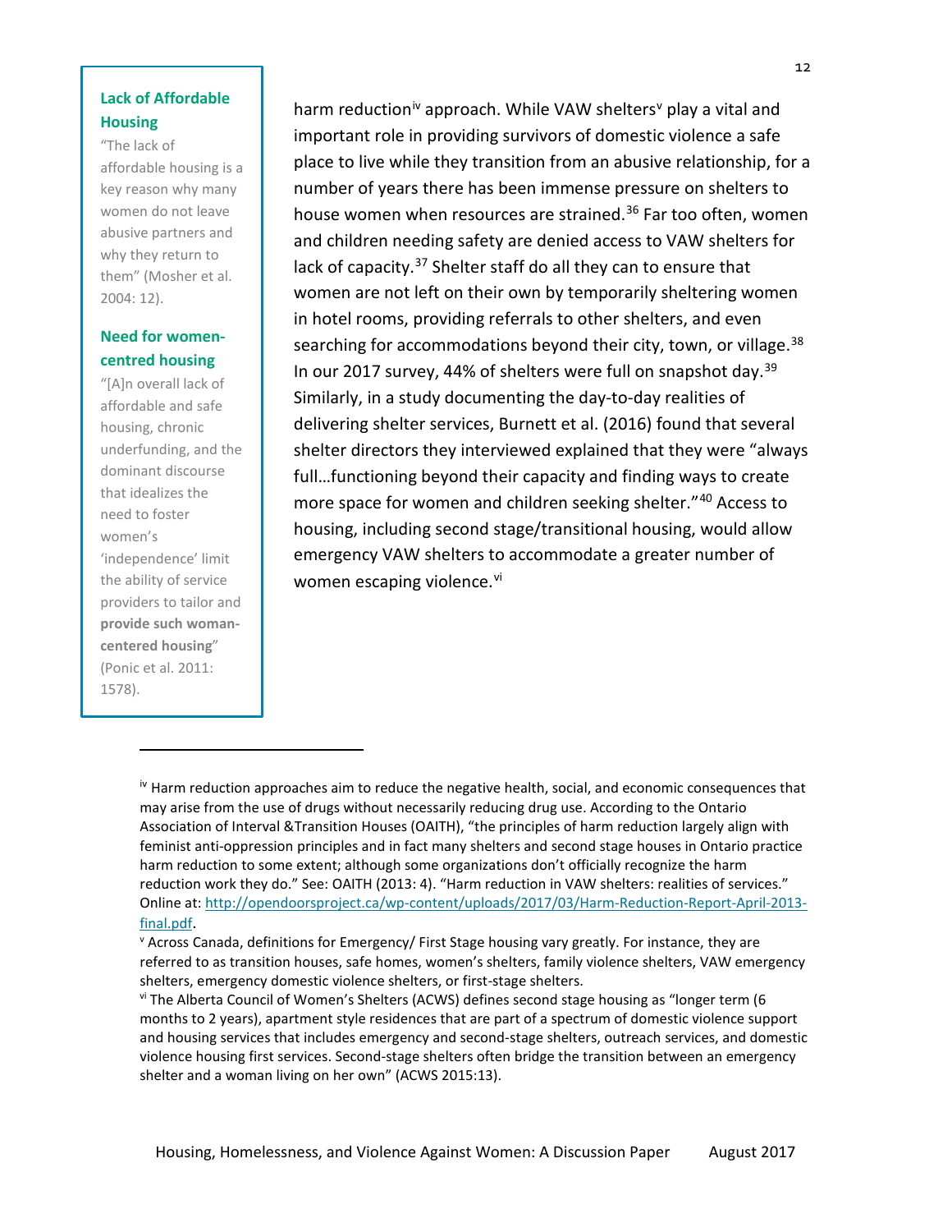**Lack of Affordable Housing**

"The lack of affordable housing is a key reason why many women do not leave abusive partners and why they return to them" (Mosher et al. 2004: 12).

**Need for women-centred housing**

"[A]n overall lack of affordable and safe housing, chronic underfunding, and the dominant discourse that idealizes the need to foster women's 'independence' limit the ability of service providers to tailor and **provide such woman-centered housing**" (Ponic et al. 2011: 1578).

harm reduction[iv] approach. While VAW shelters[v] play a vital and important role in providing survivors of domestic violence a safe place to live while they transition from an abusive relationship, for a number of years there has been immense pressure on shelters to house women when resources are strained.[36] Far too often, women and children needing safety are denied access to VAW shelters for lack of capacity.[37] Shelter staff do all they can to ensure that women are not left on their own by temporarily sheltering women in hotel rooms, providing referrals to other shelters, and even searching for accommodations beyond their city, town, or village.[38] In our 2017 survey, 44% of shelters were full on snapshot day.[39] Similarly, in a study documenting the day-to-day realities of delivering shelter services, Burnett et al. (2016) found that several shelter directors they interviewed explained that they were "always full…functioning beyond their capacity and finding ways to create more space for women and children seeking shelter."[40] Access to housing, including second stage/transitional housing, would allow emergency VAW shelters to accommodate a greater number of women escaping violence.[vi]

---

[iv] Harm reduction approaches aim to reduce the negative health, social, and economic consequences that may arise from the use of drugs without necessarily reducing drug use. According to the Ontario Association of Interval &Transition Houses (OAITH), "the principles of harm reduction largely align with feminist anti-oppression principles and in fact many shelters and second stage houses in Ontario practice harm reduction to some extent; although some organizations don't officially recognize the harm reduction work they do." See: OAITH (2013: 4). "Harm reduction in VAW shelters: realities of services." Online at: http://opendoorsproject.ca/wp-content/uploads/2017/03/Harm-Reduction-Report-April-2013-final.pdf.

[v] Across Canada, definitions for Emergency/ First Stage housing vary greatly. For instance, they are referred to as transition houses, safe homes, women's shelters, family violence shelters, VAW emergency shelters, emergency domestic violence shelters, or first-stage shelters.

[vi] The Alberta Council of Women's Shelters (ACWS) defines second stage housing as "longer term (6 months to 2 years), apartment style residences that are part of a spectrum of domestic violence support and housing services that includes emergency and second-stage shelters, outreach services, and domestic violence housing first services. Second-stage shelters often bridge the transition between an emergency shelter and a woman living on her own" (ACWS 2015:13).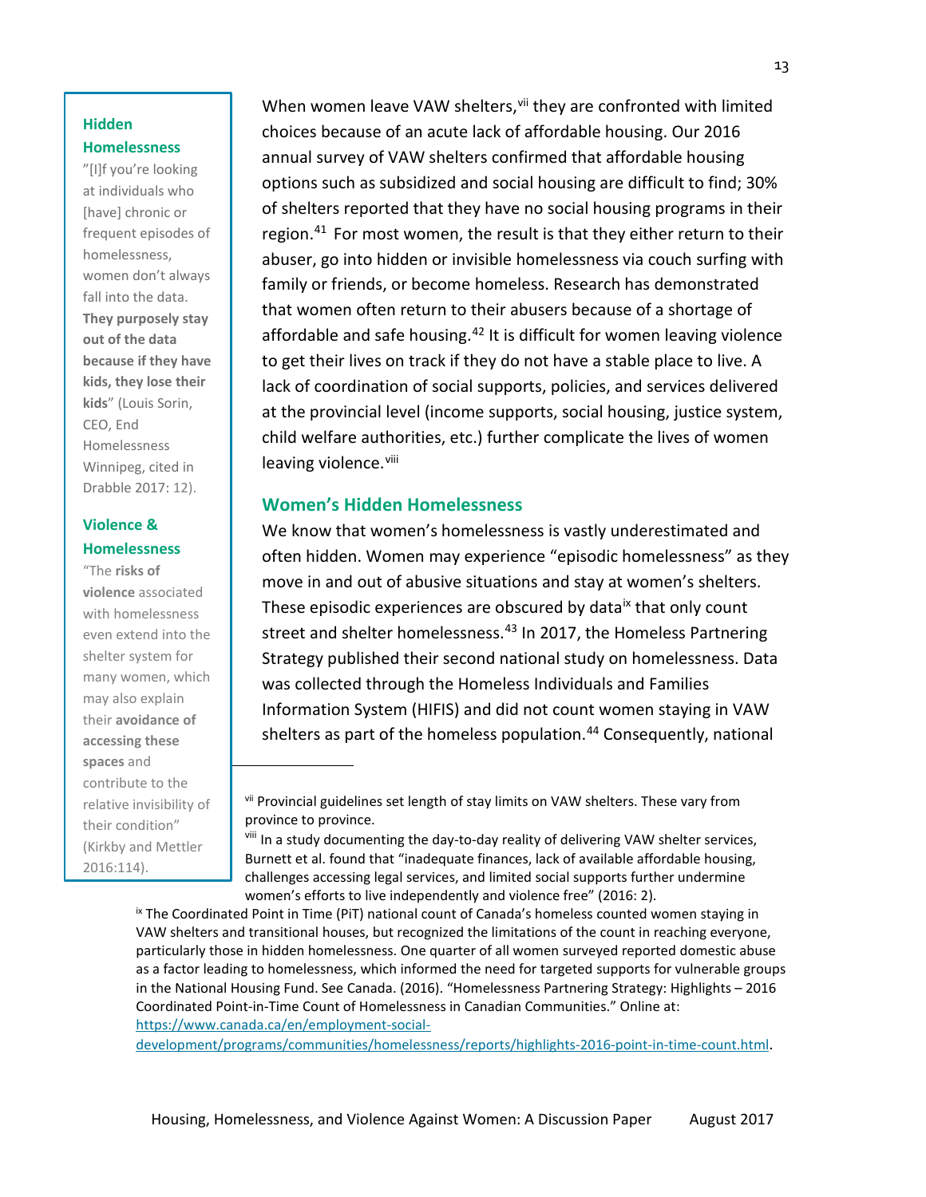When women leave VAW shelters,[vii] they are confronted with limited choices because of an acute lack of affordable housing. Our 2016 annual survey of VAW shelters confirmed that affordable housing options such as subsidized and social housing are difficult to find; 30% of shelters reported that they have no social housing programs in their region.[41] For most women, the result is that they either return to their abuser, go into hidden or invisible homelessness via couch surfing with family or friends, or become homeless. Research has demonstrated that women often return to their abusers because of a shortage of affordable and safe housing.[42] It is difficult for women leaving violence to get their lives on track if they do not have a stable place to live. A lack of coordination of social supports, policies, and services delivered at the provincial level (income supports, social housing, justice system, child welfare authorities, etc.) further complicate the lives of women leaving violence.[viii]

## Women's Hidden Homelessness

We know that women's homelessness is vastly underestimated and often hidden. Women may experience "episodic homelessness" as they move in and out of abusive situations and stay at women's shelters. These episodic experiences are obscured by data[ix] that only count street and shelter homelessness.[43] In 2017, the Homeless Partnering Strategy published their second national study on homelessness. Data was collected through the Homeless Individuals and Families Information System (HIFIS) and did not count women staying in VAW shelters as part of the homeless population.[44] Consequently, national

> **Hidden Homelessness**
>
> "[I]f you're looking at individuals who [have] chronic or frequent episodes of homelessness, women don't always fall into the data. **They purposely stay out of the data because if they have kids, they lose their kids**" (Louis Sorin, CEO, End Homelessness Winnipeg, cited in Drabble 2017: 12).
>
> **Violence & Homelessness**
>
> "The **risks of violence** associated with homelessness even extend into the shelter system for many women, which may also explain their **avoidance of accessing these spaces** and contribute to the relative invisibility of their condition" (Kirkby and Mettler 2016:114).

---

[vii] Provincial guidelines set length of stay limits on VAW shelters. These vary from province to province.

[viii] In a study documenting the day-to-day reality of delivering VAW shelter services, Burnett et al. found that "inadequate finances, lack of available affordable housing, challenges accessing legal services, and limited social supports further undermine women's efforts to live independently and violence free" (2016: 2).

[ix] The Coordinated Point in Time (PiT) national count of Canada's homeless counted women staying in VAW shelters and transitional houses, but recognized the limitations of the count in reaching everyone, particularly those in hidden homelessness. One quarter of all women surveyed reported domestic abuse as a factor leading to homelessness, which informed the need for targeted supports for vulnerable groups in the National Housing Fund. See Canada. (2016). "Homelessness Partnering Strategy: Highlights – 2016 Coordinated Point-in-Time Count of Homelessness in Canadian Communities." Online at: https://www.canada.ca/en/employment-social-development/programs/communities/homelessness/reports/highlights-2016-point-in-time-count.html.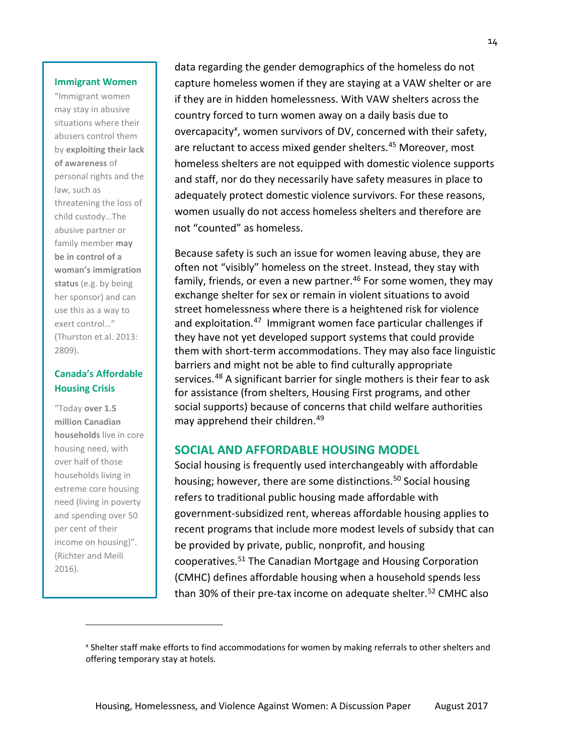data regarding the gender demographics of the homeless do not capture homeless women if they are staying at a VAW shelter or are if they are in hidden homelessness. With VAW shelters across the country forced to turn women away on a daily basis due to overcapacity[x], women survivors of DV, concerned with their safety, are reluctant to access mixed gender shelters.[45] Moreover, most homeless shelters are not equipped with domestic violence supports and staff, nor do they necessarily have safety measures in place to adequately protect domestic violence survivors. For these reasons, women usually do not access homeless shelters and therefore are not "counted" as homeless.

Because safety is such an issue for women leaving abuse, they are often not "visibly" homeless on the street. Instead, they stay with family, friends, or even a new partner.[46] For some women, they may exchange shelter for sex or remain in violent situations to avoid street homelessness where there is a heightened risk for violence and exploitation.[47] Immigrant women face particular challenges if they have not yet developed support systems that could provide them with short-term accommodations. They may also face linguistic barriers and might not be able to find culturally appropriate services.[48] A significant barrier for single mothers is their fear to ask for assistance (from shelters, Housing First programs, and other social supports) because of concerns that child welfare authorities may apprehend their children.[49]

> **Immigrant Women**
>
> "Immigrant women may stay in abusive situations where their abusers control them by **exploiting their lack of awareness** of personal rights and the law, such as threatening the loss of child custody…The abusive partner or family member **may be in control of a woman's immigration status** (e.g. by being her sponsor) and can use this as a way to exert control…" (Thurston et al. 2013: 2809).
>
> **Canada's Affordable Housing Crisis**
>
> "Today **over 1.5 million Canadian households** live in core housing need, with over half of those households living in extreme core housing need (living in poverty and spending over 50 per cent of their income on housing)". (Richter and Meili 2016).

## SOCIAL AND AFFORDABLE HOUSING MODEL

Social housing is frequently used interchangeably with affordable housing; however, there are some distinctions.[50] Social housing refers to traditional public housing made affordable with government-subsidized rent, whereas affordable housing applies to recent programs that include more modest levels of subsidy that can be provided by private, public, nonprofit, and housing cooperatives.[51] The Canadian Mortgage and Housing Corporation (CMHC) defines affordable housing when a household spends less than 30% of their pre-tax income on adequate shelter.[52] CMHC also

[x] Shelter staff make efforts to find accommodations for women by making referrals to other shelters and offering temporary stay at hotels.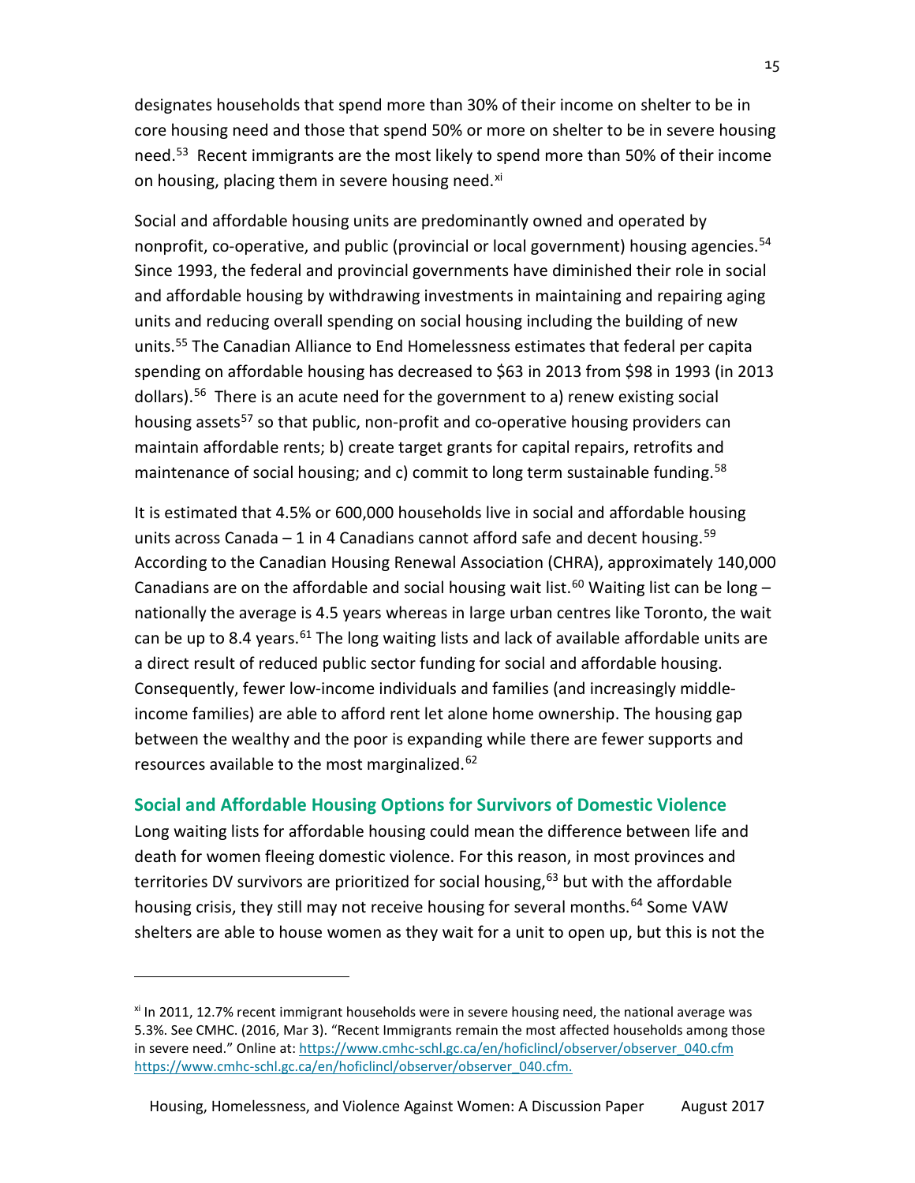designates households that spend more than 30% of their income on shelter to be in core housing need and those that spend 50% or more on shelter to be in severe housing need.[53] Recent immigrants are the most likely to spend more than 50% of their income on housing, placing them in severe housing need.[xi]

Social and affordable housing units are predominantly owned and operated by nonprofit, co-operative, and public (provincial or local government) housing agencies.[54] Since 1993, the federal and provincial governments have diminished their role in social and affordable housing by withdrawing investments in maintaining and repairing aging units and reducing overall spending on social housing including the building of new units.[55] The Canadian Alliance to End Homelessness estimates that federal per capita spending on affordable housing has decreased to $63 in 2013 from $98 in 1993 (in 2013 dollars).[56] There is an acute need for the government to a) renew existing social housing assets[57] so that public, non-profit and co-operative housing providers can maintain affordable rents; b) create target grants for capital repairs, retrofits and maintenance of social housing; and c) commit to long term sustainable funding.[58]

It is estimated that 4.5% or 600,000 households live in social and affordable housing units across Canada – 1 in 4 Canadians cannot afford safe and decent housing.[59] According to the Canadian Housing Renewal Association (CHRA), approximately 140,000 Canadians are on the affordable and social housing wait list.[60] Waiting list can be long – nationally the average is 4.5 years whereas in large urban centres like Toronto, the wait can be up to 8.4 years.[61] The long waiting lists and lack of available affordable units are a direct result of reduced public sector funding for social and affordable housing. Consequently, fewer low-income individuals and families (and increasingly middle-income families) are able to afford rent let alone home ownership. The housing gap between the wealthy and the poor is expanding while there are fewer supports and resources available to the most marginalized.[62]

### Social and Affordable Housing Options for Survivors of Domestic Violence

Long waiting lists for affordable housing could mean the difference between life and death for women fleeing domestic violence. For this reason, in most provinces and territories DV survivors are prioritized for social housing,[63] but with the affordable housing crisis, they still may not receive housing for several months.[64] Some VAW shelters are able to house women as they wait for a unit to open up, but this is not the

---

[xi] In 2011, 12.7% recent immigrant households were in severe housing need, the national average was 5.3%. See CMHC. (2016, Mar 3). "Recent Immigrants remain the most affected households among those in severe need." Online at: https://www.cmhc-schl.gc.ca/en/hoficlincl/observer/observer_040.cfm https://www.cmhc-schl.gc.ca/en/hoficlincl/observer/observer_040.cfm.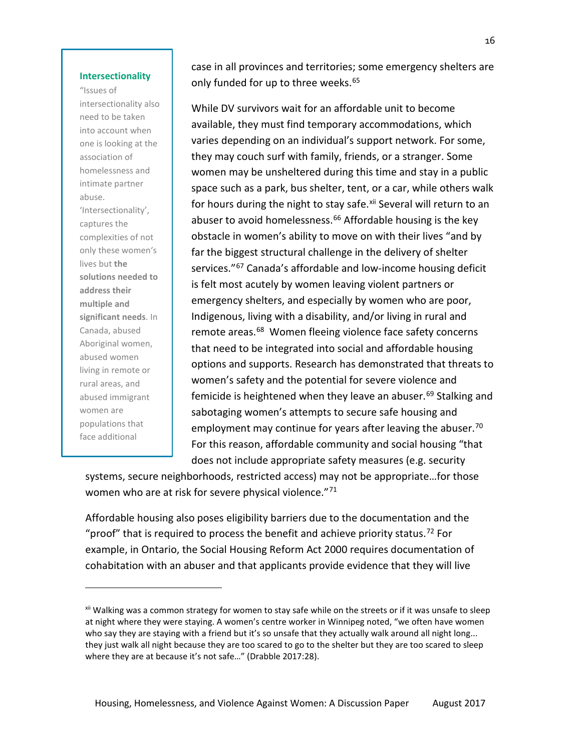> **Intersectionality**
>
> "Issues of intersectionality also need to be taken into account when one is looking at the association of homelessness and intimate partner abuse. 'Intersectionality', captures the complexities of not only these women's lives but **the solutions needed to address their multiple and significant needs**. In Canada, abused Aboriginal women, abused women living in remote or rural areas, and abused immigrant women are populations that face additional

case in all provinces and territories; some emergency shelters are only funded for up to three weeks.[65]

While DV survivors wait for an affordable unit to become available, they must find temporary accommodations, which varies depending on an individual's support network. For some, they may couch surf with family, friends, or a stranger. Some women may be unsheltered during this time and stay in a public space such as a park, bus shelter, tent, or a car, while others walk for hours during the night to stay safe.[xii] Several will return to an abuser to avoid homelessness.[66] Affordable housing is the key obstacle in women's ability to move on with their lives "and by far the biggest structural challenge in the delivery of shelter services."[67] Canada's affordable and low-income housing deficit is felt most acutely by women leaving violent partners or emergency shelters, and especially by women who are poor, Indigenous, living with a disability, and/or living in rural and remote areas.[68] Women fleeing violence face safety concerns that need to be integrated into social and affordable housing options and supports. Research has demonstrated that threats to women's safety and the potential for severe violence and femicide is heightened when they leave an abuser.[69] Stalking and sabotaging women's attempts to secure safe housing and employment may continue for years after leaving the abuser.[70] For this reason, affordable community and social housing "that does not include appropriate safety measures (e.g. security systems, secure neighborhoods, restricted access) may not be appropriate…for those women who are at risk for severe physical violence."[71]

Affordable housing also poses eligibility barriers due to the documentation and the "proof" that is required to process the benefit and achieve priority status.[72] For example, in Ontario, the Social Housing Reform Act 2000 requires documentation of cohabitation with an abuser and that applicants provide evidence that they will live

---

[xii] Walking was a common strategy for women to stay safe while on the streets or if it was unsafe to sleep at night where they were staying. A women's centre worker in Winnipeg noted, "we often have women who say they are staying with a friend but it's so unsafe that they actually walk around all night long... they just walk all night because they are too scared to go to the shelter but they are too scared to sleep where they are at because it's not safe…" (Drabble 2017:28).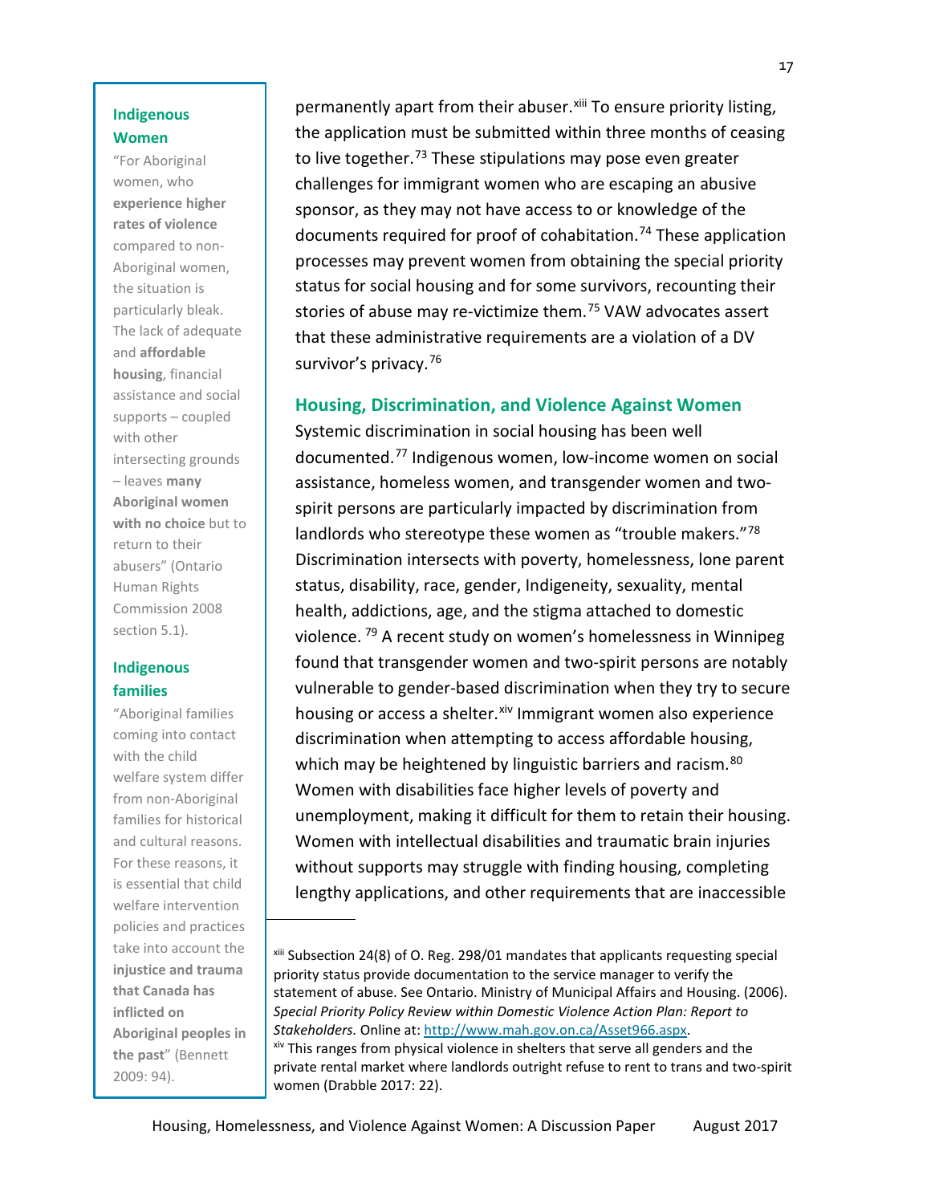permanently apart from their abuser.[xiii] To ensure priority listing, the application must be submitted within three months of ceasing to live together.[73] These stipulations may pose even greater challenges for immigrant women who are escaping an abusive sponsor, as they may not have access to or knowledge of the documents required for proof of cohabitation.[74] These application processes may prevent women from obtaining the special priority status for social housing and for some survivors, recounting their stories of abuse may re-victimize them.[75] VAW advocates assert that these administrative requirements are a violation of a DV survivor's privacy.[76]

## Housing, Discrimination, and Violence Against Women

Systemic discrimination in social housing has been well documented.[77] Indigenous women, low-income women on social assistance, homeless women, and transgender women and two-spirit persons are particularly impacted by discrimination from landlords who stereotype these women as "trouble makers."[78] Discrimination intersects with poverty, homelessness, lone parent status, disability, race, gender, Indigeneity, sexuality, mental health, addictions, age, and the stigma attached to domestic violence. [79] A recent study on women's homelessness in Winnipeg found that transgender women and two-spirit persons are notably vulnerable to gender-based discrimination when they try to secure housing or access a shelter.[xiv] Immigrant women also experience discrimination when attempting to access affordable housing, which may be heightened by linguistic barriers and racism.[80] Women with disabilities face higher levels of poverty and unemployment, making it difficult for them to retain their housing. Women with intellectual disabilities and traumatic brain injuries without supports may struggle with finding housing, completing lengthy applications, and other requirements that are inaccessible

> **Indigenous Women**
>
> "For Aboriginal women, who **experience higher rates of violence** compared to non-Aboriginal women, the situation is particularly bleak. The lack of adequate and **affordable housing**, financial assistance and social supports – coupled with other intersecting grounds – leaves **many Aboriginal women with no choice** but to return to their abusers" (Ontario Human Rights Commission 2008 section 5.1).
>
> **Indigenous families**
>
> "Aboriginal families coming into contact with the child welfare system differ from non-Aboriginal families for historical and cultural reasons. For these reasons, it is essential that child welfare intervention policies and practices take into account the **injustice and trauma that Canada has inflicted on Aboriginal peoples in the past**" (Bennett 2009: 94).

---

[xiii] Subsection 24(8) of O. Reg. 298/01 mandates that applicants requesting special priority status provide documentation to the service manager to verify the statement of abuse. See Ontario. Ministry of Municipal Affairs and Housing. (2006). *Special Priority Policy Review within Domestic Violence Action Plan: Report to Stakeholders.* Online at: http://www.mah.gov.on.ca/Asset966.aspx.

[xiv] This ranges from physical violence in shelters that serve all genders and the private rental market where landlords outright refuse to rent to trans and two-spirit women (Drabble 2017: 22).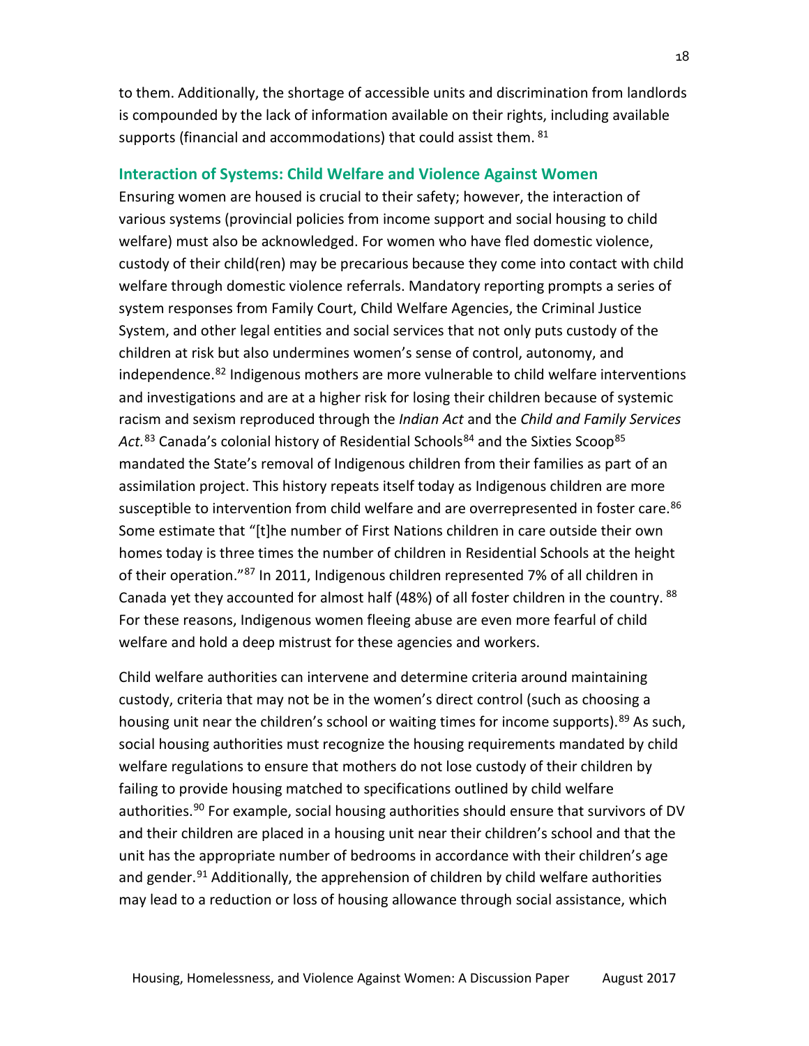to them. Additionally, the shortage of accessible units and discrimination from landlords is compounded by the lack of information available on their rights, including available supports (financial and accommodations) that could assist them. [81]

### Interaction of Systems: Child Welfare and Violence Against Women

Ensuring women are housed is crucial to their safety; however, the interaction of various systems (provincial policies from income support and social housing to child welfare) must also be acknowledged. For women who have fled domestic violence, custody of their child(ren) may be precarious because they come into contact with child welfare through domestic violence referrals. Mandatory reporting prompts a series of system responses from Family Court, Child Welfare Agencies, the Criminal Justice System, and other legal entities and social services that not only puts custody of the children at risk but also undermines women's sense of control, autonomy, and independence.[82] Indigenous mothers are more vulnerable to child welfare interventions and investigations and are at a higher risk for losing their children because of systemic racism and sexism reproduced through the *Indian Act* and the *Child and Family Services Act.*[83] Canada's colonial history of Residential Schools[84] and the Sixties Scoop[85] mandated the State's removal of Indigenous children from their families as part of an assimilation project. This history repeats itself today as Indigenous children are more susceptible to intervention from child welfare and are overrepresented in foster care.[86] Some estimate that "[t]he number of First Nations children in care outside their own homes today is three times the number of children in Residential Schools at the height of their operation."[87] In 2011, Indigenous children represented 7% of all children in Canada yet they accounted for almost half (48%) of all foster children in the country. [88] For these reasons, Indigenous women fleeing abuse are even more fearful of child welfare and hold a deep mistrust for these agencies and workers.

Child welfare authorities can intervene and determine criteria around maintaining custody, criteria that may not be in the women's direct control (such as choosing a housing unit near the children's school or waiting times for income supports).[89] As such, social housing authorities must recognize the housing requirements mandated by child welfare regulations to ensure that mothers do not lose custody of their children by failing to provide housing matched to specifications outlined by child welfare authorities.[90] For example, social housing authorities should ensure that survivors of DV and their children are placed in a housing unit near their children's school and that the unit has the appropriate number of bedrooms in accordance with their children's age and gender.[91] Additionally, the apprehension of children by child welfare authorities may lead to a reduction or loss of housing allowance through social assistance, which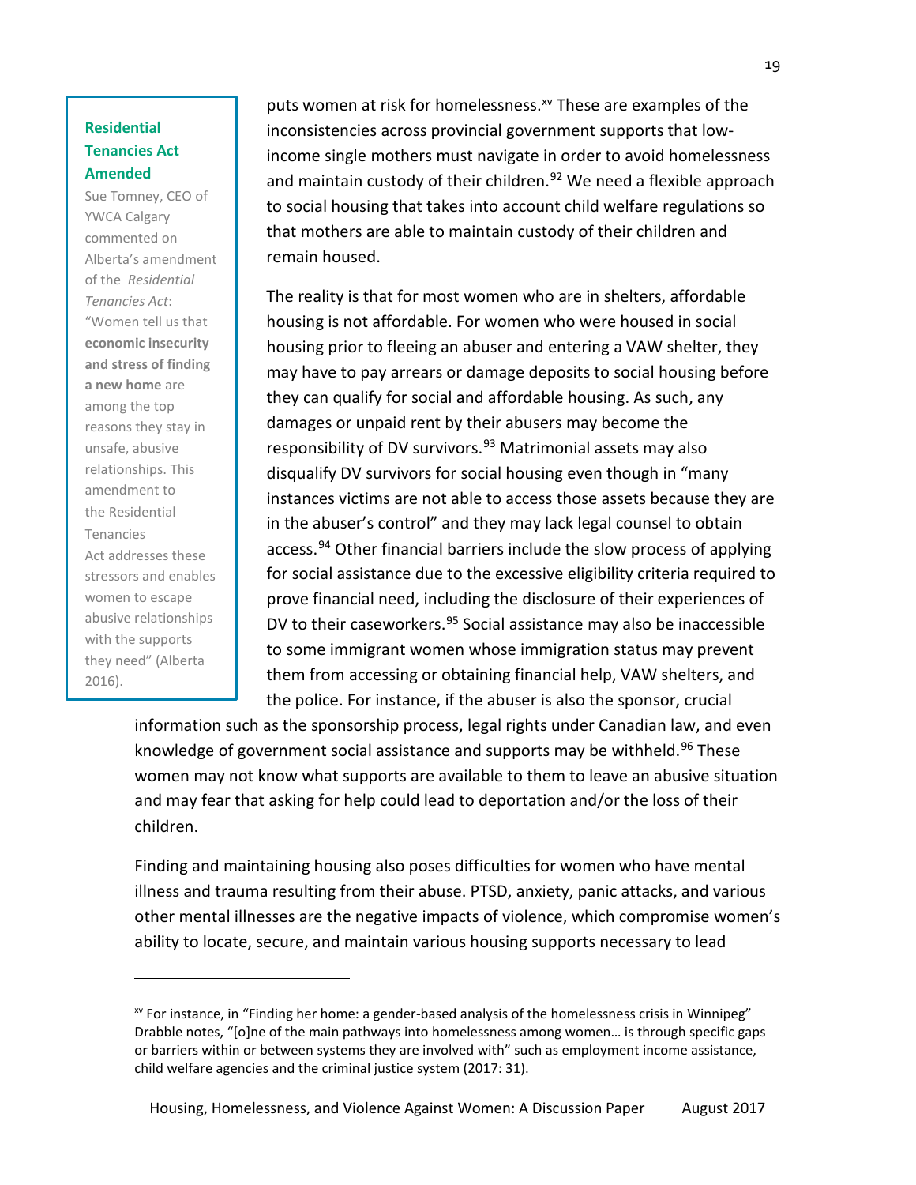puts women at risk for homelessness.[xv] These are examples of the inconsistencies across provincial government supports that low-income single mothers must navigate in order to avoid homelessness and maintain custody of their children.[92] We need a flexible approach to social housing that takes into account child welfare regulations so that mothers are able to maintain custody of their children and remain housed.

> **Residential Tenancies Act Amended**
>
> Sue Tomney, CEO of YWCA Calgary commented on Alberta's amendment of the *Residential Tenancies Act*: "Women tell us that **economic insecurity and stress of finding a new home** are among the top reasons they stay in unsafe, abusive relationships. This amendment to the Residential Tenancies Act addresses these stressors and enables women to escape abusive relationships with the supports they need" (Alberta 2016).

The reality is that for most women who are in shelters, affordable housing is not affordable. For women who were housed in social housing prior to fleeing an abuser and entering a VAW shelter, they may have to pay arrears or damage deposits to social housing before they can qualify for social and affordable housing. As such, any damages or unpaid rent by their abusers may become the responsibility of DV survivors.[93] Matrimonial assets may also disqualify DV survivors for social housing even though in "many instances victims are not able to access those assets because they are in the abuser's control" and they may lack legal counsel to obtain access.[94] Other financial barriers include the slow process of applying for social assistance due to the excessive eligibility criteria required to prove financial need, including the disclosure of their experiences of DV to their caseworkers.[95] Social assistance may also be inaccessible to some immigrant women whose immigration status may prevent them from accessing or obtaining financial help, VAW shelters, and the police. For instance, if the abuser is also the sponsor, crucial information such as the sponsorship process, legal rights under Canadian law, and even knowledge of government social assistance and supports may be withheld.[96] These women may not know what supports are available to them to leave an abusive situation and may fear that asking for help could lead to deportation and/or the loss of their children.

Finding and maintaining housing also poses difficulties for women who have mental illness and trauma resulting from their abuse. PTSD, anxiety, panic attacks, and various other mental illnesses are the negative impacts of violence, which compromise women's ability to locate, secure, and maintain various housing supports necessary to lead

---

[xv] For instance, in "Finding her home: a gender-based analysis of the homelessness crisis in Winnipeg" Drabble notes, "[o]ne of the main pathways into homelessness among women… is through specific gaps or barriers within or between systems they are involved with" such as employment income assistance, child welfare agencies and the criminal justice system (2017: 31).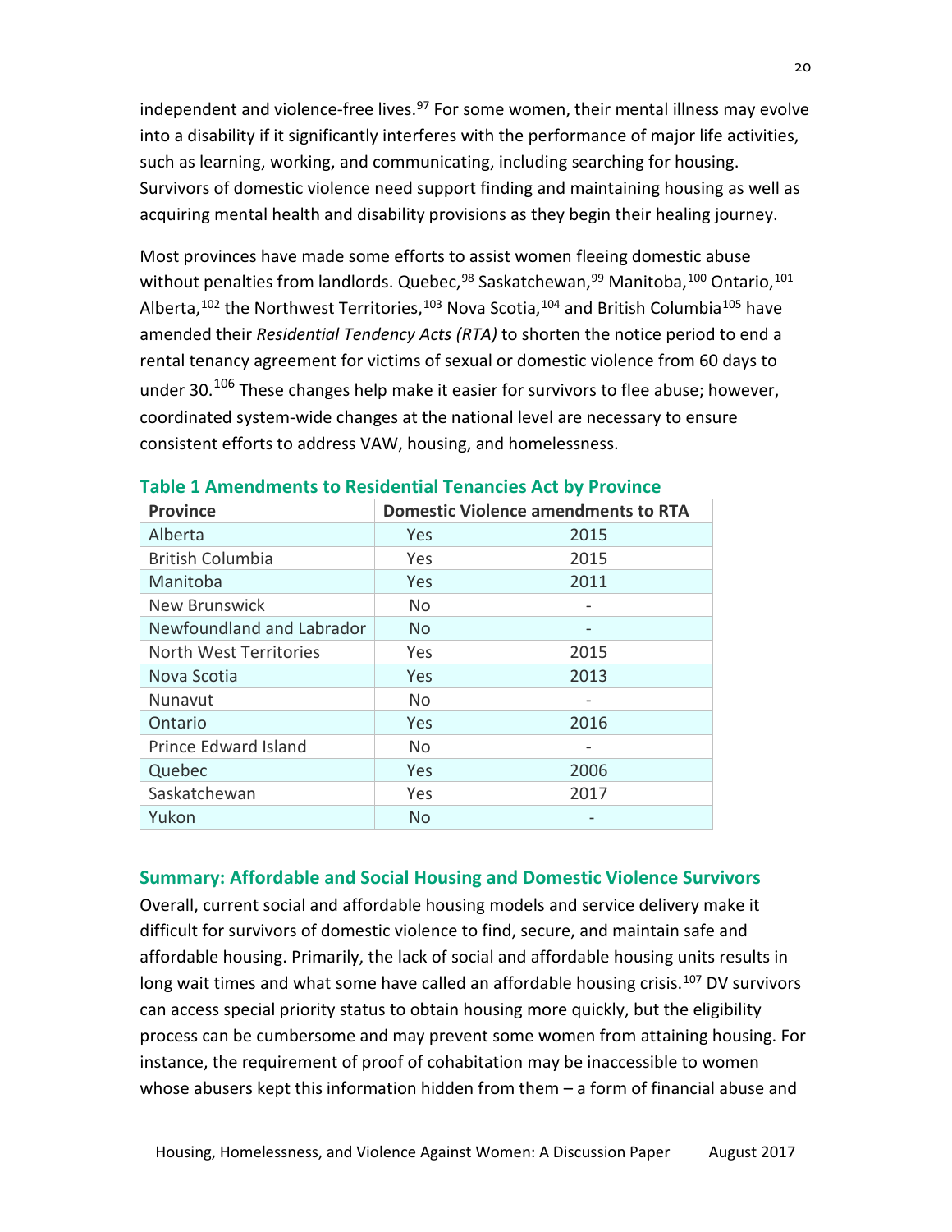independent and violence-free lives.[97] For some women, their mental illness may evolve into a disability if it significantly interferes with the performance of major life activities, such as learning, working, and communicating, including searching for housing. Survivors of domestic violence need support finding and maintaining housing as well as acquiring mental health and disability provisions as they begin their healing journey.

Most provinces have made some efforts to assist women fleeing domestic abuse without penalties from landlords. Quebec,[98] Saskatchewan,[99] Manitoba,[100] Ontario,[101] Alberta,[102] the Northwest Territories,[103] Nova Scotia,[104] and British Columbia[105] have amended their *Residential Tendency Acts (RTA)* to shorten the notice period to end a rental tenancy agreement for victims of sexual or domestic violence from 60 days to under 30.[106] These changes help make it easier for survivors to flee abuse; however, coordinated system-wide changes at the national level are necessary to ensure consistent efforts to address VAW, housing, and homelessness.

**Table 1 Amendments to Residential Tenancies Act by Province**

| Province | Domestic Violence amendments to RTA | |
|---|---|---|
| Alberta | Yes | 2015 |
| British Columbia | Yes | 2015 |
| Manitoba | Yes | 2011 |
| New Brunswick | No | - |
| Newfoundland and Labrador | No | - |
| North West Territories | Yes | 2015 |
| Nova Scotia | Yes | 2013 |
| Nunavut | No | - |
| Ontario | Yes | 2016 |
| Prince Edward Island | No | - |
| Quebec | Yes | 2006 |
| Saskatchewan | Yes | 2017 |
| Yukon | No | - |

### Summary: Affordable and Social Housing and Domestic Violence Survivors

Overall, current social and affordable housing models and service delivery make it difficult for survivors of domestic violence to find, secure, and maintain safe and affordable housing. Primarily, the lack of social and affordable housing units results in long wait times and what some have called an affordable housing crisis.[107] DV survivors can access special priority status to obtain housing more quickly, but the eligibility process can be cumbersome and may prevent some women from attaining housing. For instance, the requirement of proof of cohabitation may be inaccessible to women whose abusers kept this information hidden from them – a form of financial abuse and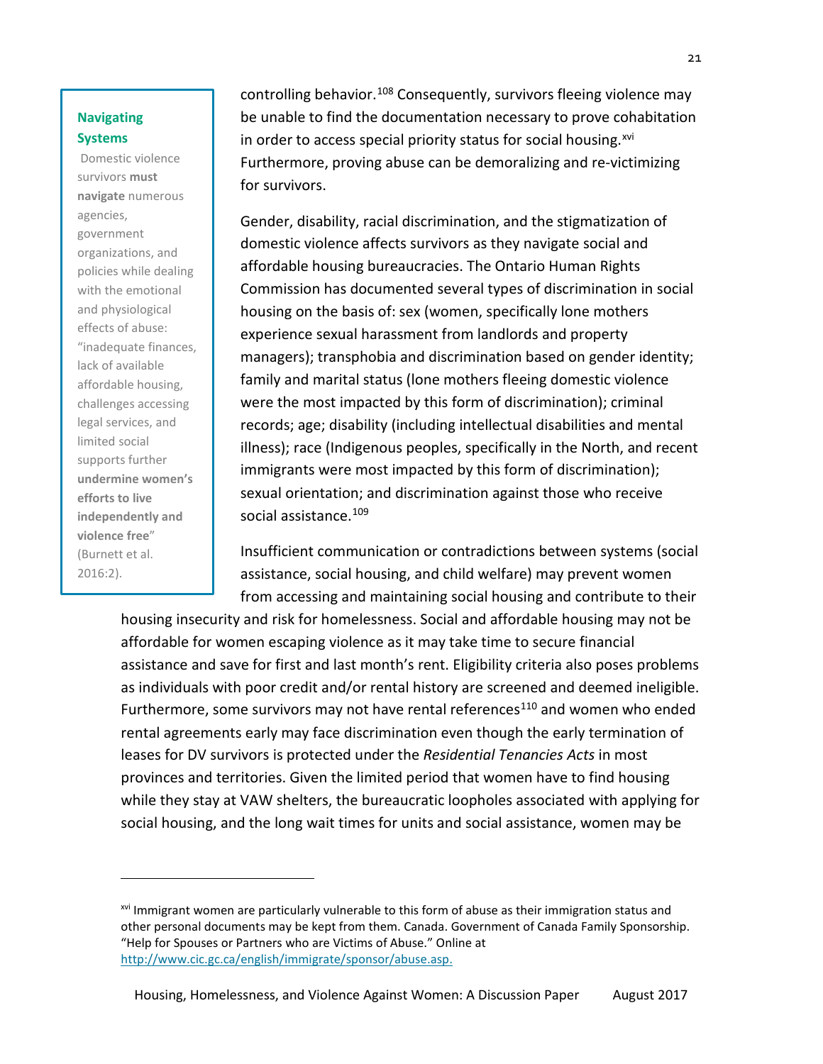> **Navigating Systems**
>
> Domestic violence survivors **must navigate** numerous agencies, government organizations, and policies while dealing with the emotional and physiological effects of abuse: "inadequate finances, lack of available affordable housing, challenges accessing legal services, and limited social supports further **undermine women's efforts to live independently and violence free**" (Burnett et al. 2016:2).

controlling behavior.[108] Consequently, survivors fleeing violence may be unable to find the documentation necessary to prove cohabitation in order to access special priority status for social housing.[xvi] Furthermore, proving abuse can be demoralizing and re-victimizing for survivors.

Gender, disability, racial discrimination, and the stigmatization of domestic violence affects survivors as they navigate social and affordable housing bureaucracies. The Ontario Human Rights Commission has documented several types of discrimination in social housing on the basis of: sex (women, specifically lone mothers experience sexual harassment from landlords and property managers); transphobia and discrimination based on gender identity; family and marital status (lone mothers fleeing domestic violence were the most impacted by this form of discrimination); criminal records; age; disability (including intellectual disabilities and mental illness); race (Indigenous peoples, specifically in the North, and recent immigrants were most impacted by this form of discrimination); sexual orientation; and discrimination against those who receive social assistance.[109]

Insufficient communication or contradictions between systems (social assistance, social housing, and child welfare) may prevent women from accessing and maintaining social housing and contribute to their housing insecurity and risk for homelessness. Social and affordable housing may not be affordable for women escaping violence as it may take time to secure financial assistance and save for first and last month's rent. Eligibility criteria also poses problems as individuals with poor credit and/or rental history are screened and deemed ineligible. Furthermore, some survivors may not have rental references[110] and women who ended rental agreements early may face discrimination even though the early termination of leases for DV survivors is protected under the *Residential Tenancies Acts* in most provinces and territories. Given the limited period that women have to find housing while they stay at VAW shelters, the bureaucratic loopholes associated with applying for social housing, and the long wait times for units and social assistance, women may be

---

[xvi] Immigrant women are particularly vulnerable to this form of abuse as their immigration status and other personal documents may be kept from them. Canada. Government of Canada Family Sponsorship. "Help for Spouses or Partners who are Victims of Abuse." Online at http://www.cic.gc.ca/english/immigrate/sponsor/abuse.asp.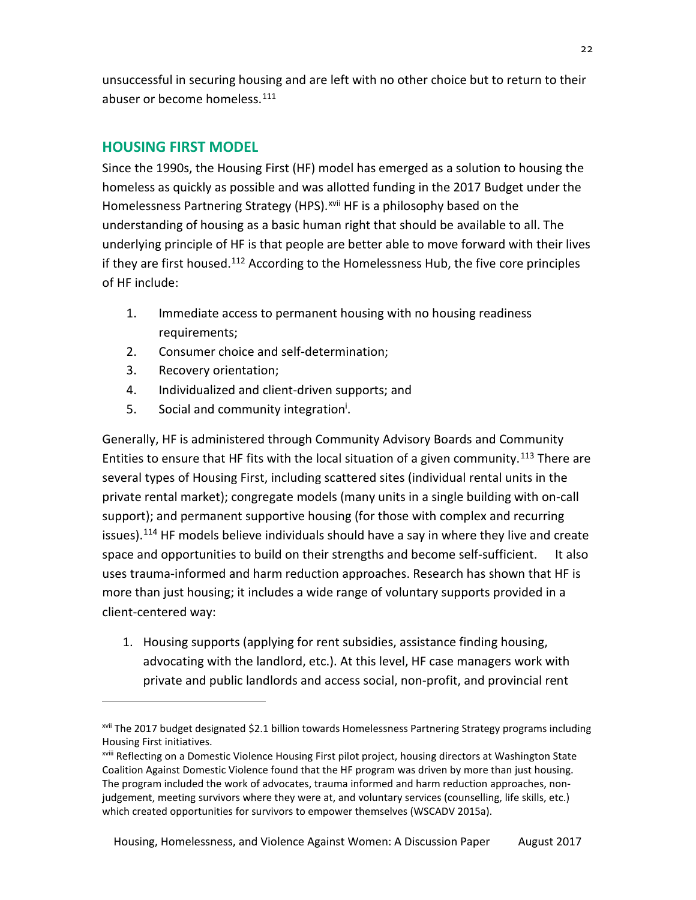unsuccessful in securing housing and are left with no other choice but to return to their abuser or become homeless.[111]

## HOUSING FIRST MODEL

Since the 1990s, the Housing First (HF) model has emerged as a solution to housing the homeless as quickly as possible and was allotted funding in the 2017 Budget under the Homelessness Partnering Strategy (HPS).[xvii] HF is a philosophy based on the understanding of housing as a basic human right that should be available to all. The underlying principle of HF is that people are better able to move forward with their lives if they are first housed.[112] According to the Homelessness Hub, the five core principles of HF include:

1. Immediate access to permanent housing with no housing readiness requirements;
2. Consumer choice and self-determination;
3. Recovery orientation;
4. Individualized and client-driven supports; and
5. Social and community integration[i].

Generally, HF is administered through Community Advisory Boards and Community Entities to ensure that HF fits with the local situation of a given community.[113] There are several types of Housing First, including scattered sites (individual rental units in the private rental market); congregate models (many units in a single building with on-call support); and permanent supportive housing (for those with complex and recurring issues).[114] HF models believe individuals should have a say in where they live and create space and opportunities to build on their strengths and become self-sufficient. It also uses trauma-informed and harm reduction approaches. Research has shown that HF is more than just housing; it includes a wide range of voluntary supports provided in a client-centered way:

1. Housing supports (applying for rent subsidies, assistance finding housing, advocating with the landlord, etc.). At this level, HF case managers work with private and public landlords and access social, non-profit, and provincial rent

---

[xvii] The 2017 budget designated $2.1 billion towards Homelessness Partnering Strategy programs including Housing First initiatives.

[xviii] Reflecting on a Domestic Violence Housing First pilot project, housing directors at Washington State Coalition Against Domestic Violence found that the HF program was driven by more than just housing. The program included the work of advocates, trauma informed and harm reduction approaches, non-judgement, meeting survivors where they were at, and voluntary services (counselling, life skills, etc.) which created opportunities for survivors to empower themselves (WSCADV 2015a).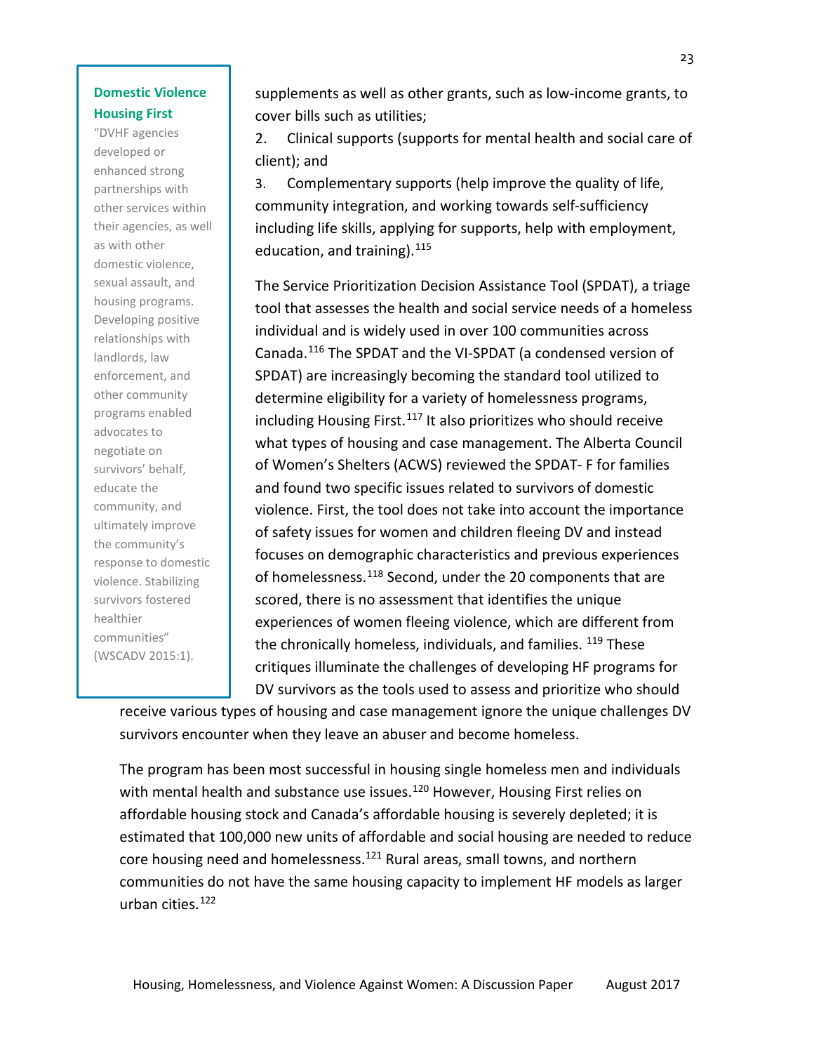> **Domestic Violence Housing First**
>
> "DVHF agencies developed or enhanced strong partnerships with other services within their agencies, as well as with other domestic violence, sexual assault, and housing programs. Developing positive relationships with landlords, law enforcement, and other community programs enabled advocates to negotiate on survivors' behalf, educate the community, and ultimately improve the community's response to domestic violence. Stabilizing survivors fostered healthier communities" (WSCADV 2015:1).

supplements as well as other grants, such as low-income grants, to cover bills such as utilities;

2. Clinical supports (supports for mental health and social care of client); and

3. Complementary supports (help improve the quality of life, community integration, and working towards self-sufficiency including life skills, applying for supports, help with employment, education, and training).[115]

The Service Prioritization Decision Assistance Tool (SPDAT), a triage tool that assesses the health and social service needs of a homeless individual and is widely used in over 100 communities across Canada.[116] The SPDAT and the VI-SPDAT (a condensed version of SPDAT) are increasingly becoming the standard tool utilized to determine eligibility for a variety of homelessness programs, including Housing First.[117] It also prioritizes who should receive what types of housing and case management. The Alberta Council of Women's Shelters (ACWS) reviewed the SPDAT- F for families and found two specific issues related to survivors of domestic violence. First, the tool does not take into account the importance of safety issues for women and children fleeing DV and instead focuses on demographic characteristics and previous experiences of homelessness.[118] Second, under the 20 components that are scored, there is no assessment that identifies the unique experiences of women fleeing violence, which are different from the chronically homeless, individuals, and families. [119] These critiques illuminate the challenges of developing HF programs for DV survivors as the tools used to assess and prioritize who should receive various types of housing and case management ignore the unique challenges DV survivors encounter when they leave an abuser and become homeless.

The program has been most successful in housing single homeless men and individuals with mental health and substance use issues.[120] However, Housing First relies on affordable housing stock and Canada's affordable housing is severely depleted; it is estimated that 100,000 new units of affordable and social housing are needed to reduce core housing need and homelessness.[121] Rural areas, small towns, and northern communities do not have the same housing capacity to implement HF models as larger urban cities.[122]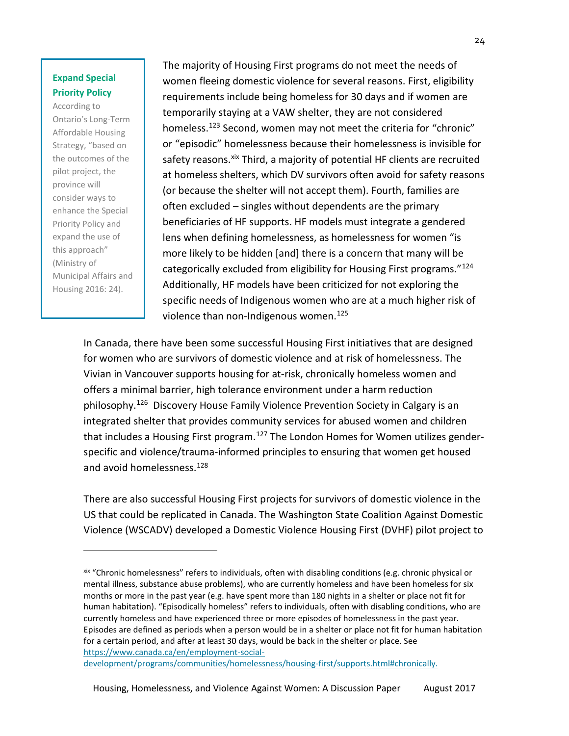**Expand Special Priority Policy**

According to Ontario's Long-Term Affordable Housing Strategy, "based on the outcomes of the pilot project, the province will consider ways to enhance the Special Priority Policy and expand the use of this approach" (Ministry of Municipal Affairs and Housing 2016: 24).

The majority of Housing First programs do not meet the needs of women fleeing domestic violence for several reasons. First, eligibility requirements include being homeless for 30 days and if women are temporarily staying at a VAW shelter, they are not considered homeless.[123] Second, women may not meet the criteria for "chronic" or "episodic" homelessness because their homelessness is invisible for safety reasons.[xix] Third, a majority of potential HF clients are recruited at homeless shelters, which DV survivors often avoid for safety reasons (or because the shelter will not accept them). Fourth, families are often excluded – singles without dependents are the primary beneficiaries of HF supports. HF models must integrate a gendered lens when defining homelessness, as homelessness for women "is more likely to be hidden [and] there is a concern that many will be categorically excluded from eligibility for Housing First programs."[124] Additionally, HF models have been criticized for not exploring the specific needs of Indigenous women who are at a much higher risk of violence than non-Indigenous women.[125]

In Canada, there have been some successful Housing First initiatives that are designed for women who are survivors of domestic violence and at risk of homelessness. The Vivian in Vancouver supports housing for at-risk, chronically homeless women and offers a minimal barrier, high tolerance environment under a harm reduction philosophy.[126] Discovery House Family Violence Prevention Society in Calgary is an integrated shelter that provides community services for abused women and children that includes a Housing First program.[127] The London Homes for Women utilizes gender-specific and violence/trauma-informed principles to ensuring that women get housed and avoid homelessness.[128]

There are also successful Housing First projects for survivors of domestic violence in the US that could be replicated in Canada. The Washington State Coalition Against Domestic Violence (WSCADV) developed a Domestic Violence Housing First (DVHF) pilot project to

---

[xix] "Chronic homelessness" refers to individuals, often with disabling conditions (e.g. chronic physical or mental illness, substance abuse problems), who are currently homeless and have been homeless for six months or more in the past year (e.g. have spent more than 180 nights in a shelter or place not fit for human habitation). "Episodically homeless" refers to individuals, often with disabling conditions, who are currently homeless and have experienced three or more episodes of homelessness in the past year. Episodes are defined as periods when a person would be in a shelter or place not fit for human habitation for a certain period, and after at least 30 days, would be back in the shelter or place. See https://www.canada.ca/en/employment-social-development/programs/communities/homelessness/housing-first/supports.html#chronically.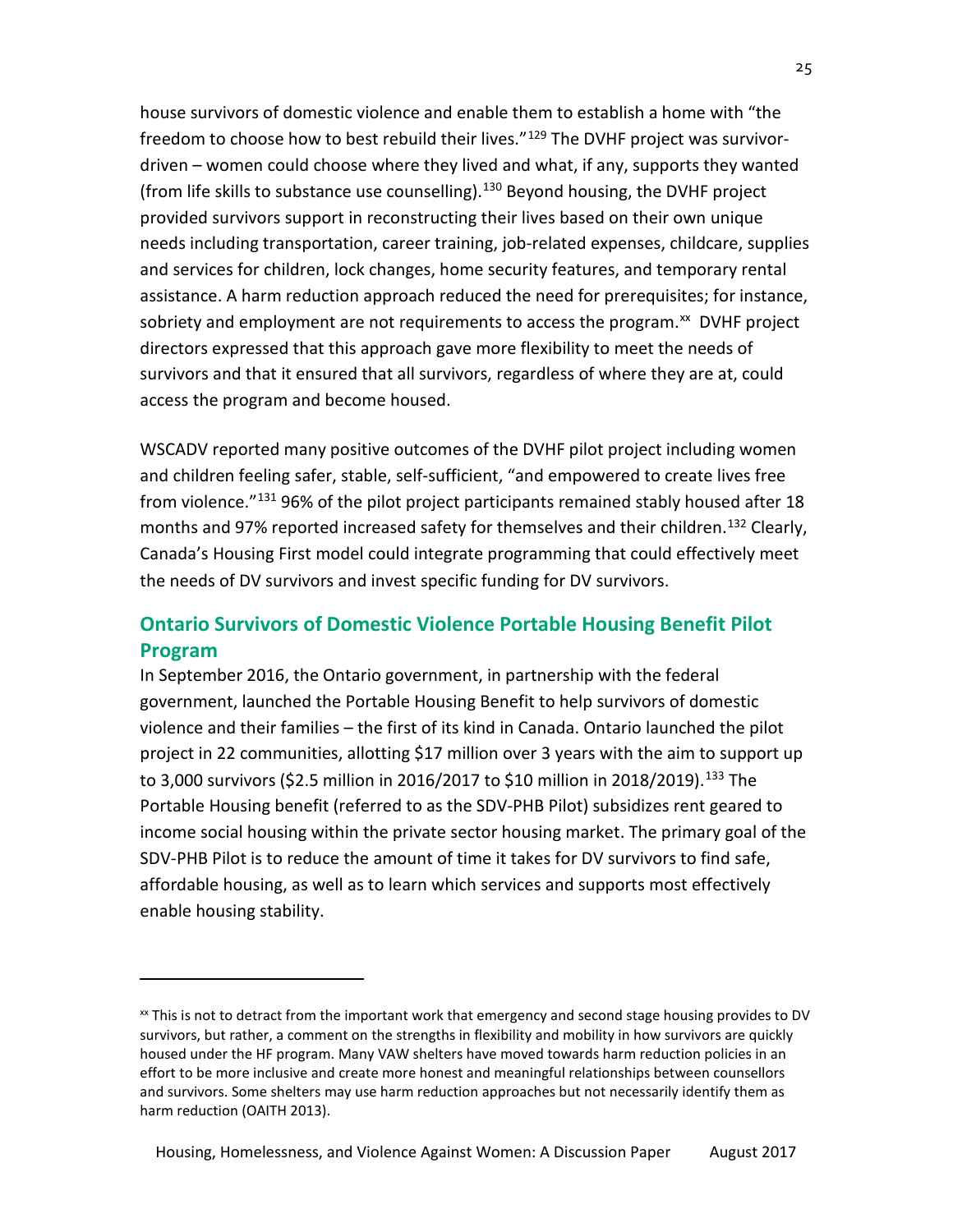house survivors of domestic violence and enable them to establish a home with "the freedom to choose how to best rebuild their lives."[129] The DVHF project was survivor-driven – women could choose where they lived and what, if any, supports they wanted (from life skills to substance use counselling).[130] Beyond housing, the DVHF project provided survivors support in reconstructing their lives based on their own unique needs including transportation, career training, job-related expenses, childcare, supplies and services for children, lock changes, home security features, and temporary rental assistance. A harm reduction approach reduced the need for prerequisites; for instance, sobriety and employment are not requirements to access the program.[xx] DVHF project directors expressed that this approach gave more flexibility to meet the needs of survivors and that it ensured that all survivors, regardless of where they are at, could access the program and become housed.

WSCADV reported many positive outcomes of the DVHF pilot project including women and children feeling safer, stable, self-sufficient, "and empowered to create lives free from violence."[131] 96% of the pilot project participants remained stably housed after 18 months and 97% reported increased safety for themselves and their children.[132] Clearly, Canada's Housing First model could integrate programming that could effectively meet the needs of DV survivors and invest specific funding for DV survivors.

## Ontario Survivors of Domestic Violence Portable Housing Benefit Pilot Program

In September 2016, the Ontario government, in partnership with the federal government, launched the Portable Housing Benefit to help survivors of domestic violence and their families – the first of its kind in Canada. Ontario launched the pilot project in 22 communities, allotting $17 million over 3 years with the aim to support up to 3,000 survivors ($2.5 million in 2016/2017 to $10 million in 2018/2019).[133] The Portable Housing benefit (referred to as the SDV-PHB Pilot) subsidizes rent geared to income social housing within the private sector housing market. The primary goal of the SDV-PHB Pilot is to reduce the amount of time it takes for DV survivors to find safe, affordable housing, as well as to learn which services and supports most effectively enable housing stability.

---

[xx] This is not to detract from the important work that emergency and second stage housing provides to DV survivors, but rather, a comment on the strengths in flexibility and mobility in how survivors are quickly housed under the HF program. Many VAW shelters have moved towards harm reduction policies in an effort to be more inclusive and create more honest and meaningful relationships between counsellors and survivors. Some shelters may use harm reduction approaches but not necessarily identify them as harm reduction (OAITH 2013).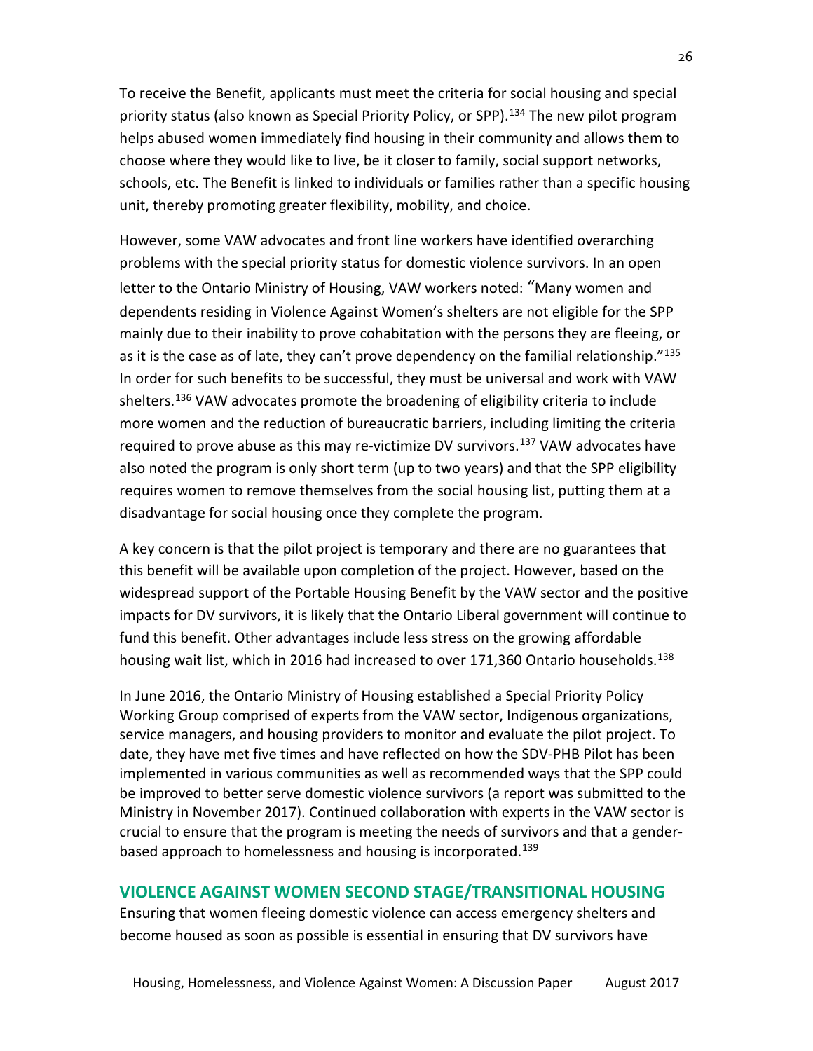To receive the Benefit, applicants must meet the criteria for social housing and special priority status (also known as Special Priority Policy, or SPP).[134] The new pilot program helps abused women immediately find housing in their community and allows them to choose where they would like to live, be it closer to family, social support networks, schools, etc. The Benefit is linked to individuals or families rather than a specific housing unit, thereby promoting greater flexibility, mobility, and choice.

However, some VAW advocates and front line workers have identified overarching problems with the special priority status for domestic violence survivors. In an open letter to the Ontario Ministry of Housing, VAW workers noted: "Many women and dependents residing in Violence Against Women's shelters are not eligible for the SPP mainly due to their inability to prove cohabitation with the persons they are fleeing, or as it is the case as of late, they can't prove dependency on the familial relationship."[135] In order for such benefits to be successful, they must be universal and work with VAW shelters.[136] VAW advocates promote the broadening of eligibility criteria to include more women and the reduction of bureaucratic barriers, including limiting the criteria required to prove abuse as this may re-victimize DV survivors.[137] VAW advocates have also noted the program is only short term (up to two years) and that the SPP eligibility requires women to remove themselves from the social housing list, putting them at a disadvantage for social housing once they complete the program.

A key concern is that the pilot project is temporary and there are no guarantees that this benefit will be available upon completion of the project. However, based on the widespread support of the Portable Housing Benefit by the VAW sector and the positive impacts for DV survivors, it is likely that the Ontario Liberal government will continue to fund this benefit. Other advantages include less stress on the growing affordable housing wait list, which in 2016 had increased to over 171,360 Ontario households.[138]

In June 2016, the Ontario Ministry of Housing established a Special Priority Policy Working Group comprised of experts from the VAW sector, Indigenous organizations, service managers, and housing providers to monitor and evaluate the pilot project. To date, they have met five times and have reflected on how the SDV-PHB Pilot has been implemented in various communities as well as recommended ways that the SPP could be improved to better serve domestic violence survivors (a report was submitted to the Ministry in November 2017). Continued collaboration with experts in the VAW sector is crucial to ensure that the program is meeting the needs of survivors and that a gender-based approach to homelessness and housing is incorporated.[139]

## VIOLENCE AGAINST WOMEN SECOND STAGE/TRANSITIONAL HOUSING

Ensuring that women fleeing domestic violence can access emergency shelters and become housed as soon as possible is essential in ensuring that DV survivors have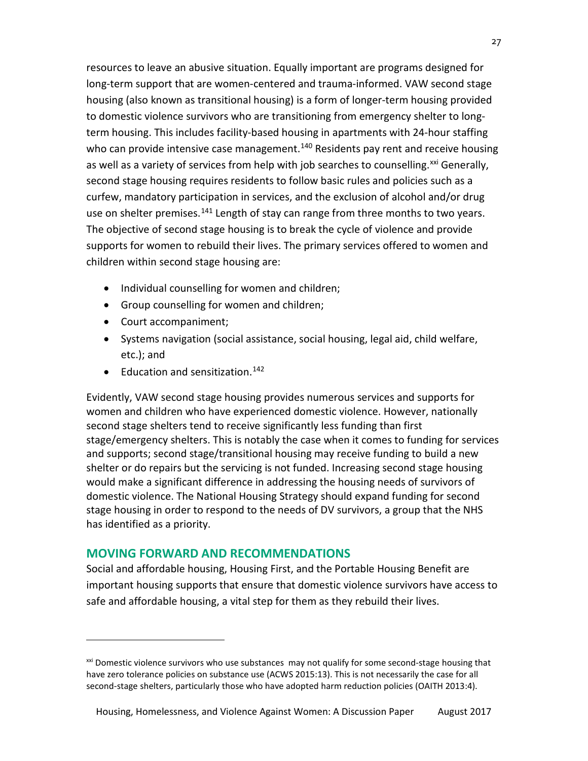resources to leave an abusive situation. Equally important are programs designed for long-term support that are women-centered and trauma-informed. VAW second stage housing (also known as transitional housing) is a form of longer-term housing provided to domestic violence survivors who are transitioning from emergency shelter to long-term housing. This includes facility-based housing in apartments with 24-hour staffing who can provide intensive case management.[140] Residents pay rent and receive housing as well as a variety of services from help with job searches to counselling.[xxi] Generally, second stage housing requires residents to follow basic rules and policies such as a curfew, mandatory participation in services, and the exclusion of alcohol and/or drug use on shelter premises.[141] Length of stay can range from three months to two years. The objective of second stage housing is to break the cycle of violence and provide supports for women to rebuild their lives. The primary services offered to women and children within second stage housing are:

- Individual counselling for women and children;
- Group counselling for women and children;
- Court accompaniment;
- Systems navigation (social assistance, social housing, legal aid, child welfare, etc.); and
- Education and sensitization.[142]

Evidently, VAW second stage housing provides numerous services and supports for women and children who have experienced domestic violence. However, nationally second stage shelters tend to receive significantly less funding than first stage/emergency shelters. This is notably the case when it comes to funding for services and supports; second stage/transitional housing may receive funding to build a new shelter or do repairs but the servicing is not funded. Increasing second stage housing would make a significant difference in addressing the housing needs of survivors of domestic violence. The National Housing Strategy should expand funding for second stage housing in order to respond to the needs of DV survivors, a group that the NHS has identified as a priority.

## MOVING FORWARD AND RECOMMENDATIONS

Social and affordable housing, Housing First, and the Portable Housing Benefit are important housing supports that ensure that domestic violence survivors have access to safe and affordable housing, a vital step for them as they rebuild their lives.

---

[xxi] Domestic violence survivors who use substances may not qualify for some second-stage housing that have zero tolerance policies on substance use (ACWS 2015:13). This is not necessarily the case for all second-stage shelters, particularly those who have adopted harm reduction policies (OAITH 2013:4).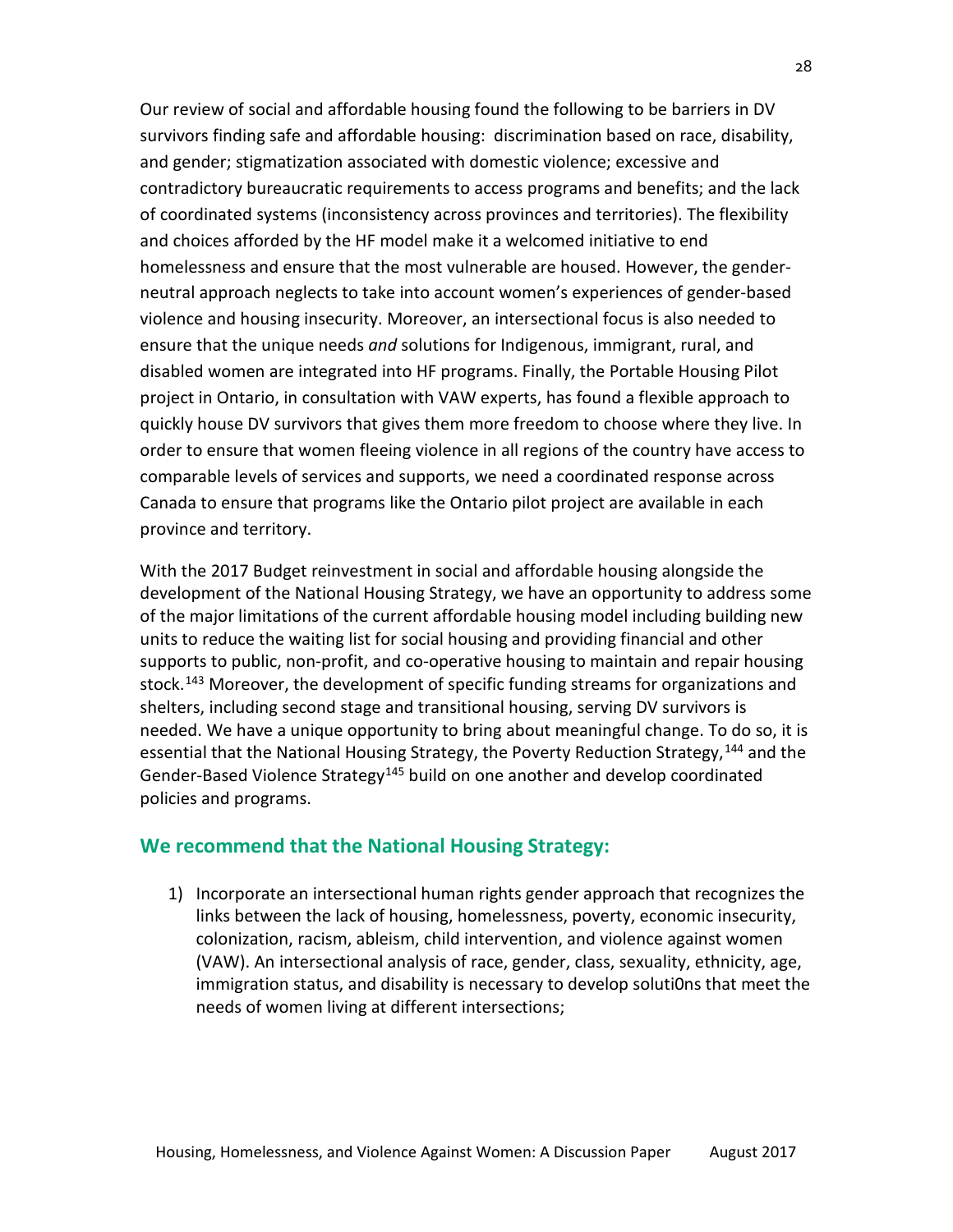Our review of social and affordable housing found the following to be barriers in DV survivors finding safe and affordable housing: discrimination based on race, disability, and gender; stigmatization associated with domestic violence; excessive and contradictory bureaucratic requirements to access programs and benefits; and the lack of coordinated systems (inconsistency across provinces and territories). The flexibility and choices afforded by the HF model make it a welcomed initiative to end homelessness and ensure that the most vulnerable are housed. However, the gender-neutral approach neglects to take into account women's experiences of gender-based violence and housing insecurity. Moreover, an intersectional focus is also needed to ensure that the unique needs *and* solutions for Indigenous, immigrant, rural, and disabled women are integrated into HF programs. Finally, the Portable Housing Pilot project in Ontario, in consultation with VAW experts, has found a flexible approach to quickly house DV survivors that gives them more freedom to choose where they live. In order to ensure that women fleeing violence in all regions of the country have access to comparable levels of services and supports, we need a coordinated response across Canada to ensure that programs like the Ontario pilot project are available in each province and territory.

With the 2017 Budget reinvestment in social and affordable housing alongside the development of the National Housing Strategy, we have an opportunity to address some of the major limitations of the current affordable housing model including building new units to reduce the waiting list for social housing and providing financial and other supports to public, non-profit, and co-operative housing to maintain and repair housing stock.[143] Moreover, the development of specific funding streams for organizations and shelters, including second stage and transitional housing, serving DV survivors is needed. We have a unique opportunity to bring about meaningful change. To do so, it is essential that the National Housing Strategy, the Poverty Reduction Strategy,[144] and the Gender-Based Violence Strategy[145] build on one another and develop coordinated policies and programs.

## We recommend that the National Housing Strategy:

1) Incorporate an intersectional human rights gender approach that recognizes the links between the lack of housing, homelessness, poverty, economic insecurity, colonization, racism, ableism, child intervention, and violence against women (VAW). An intersectional analysis of race, gender, class, sexuality, ethnicity, age, immigration status, and disability is necessary to develop soluti0ns that meet the needs of women living at different intersections;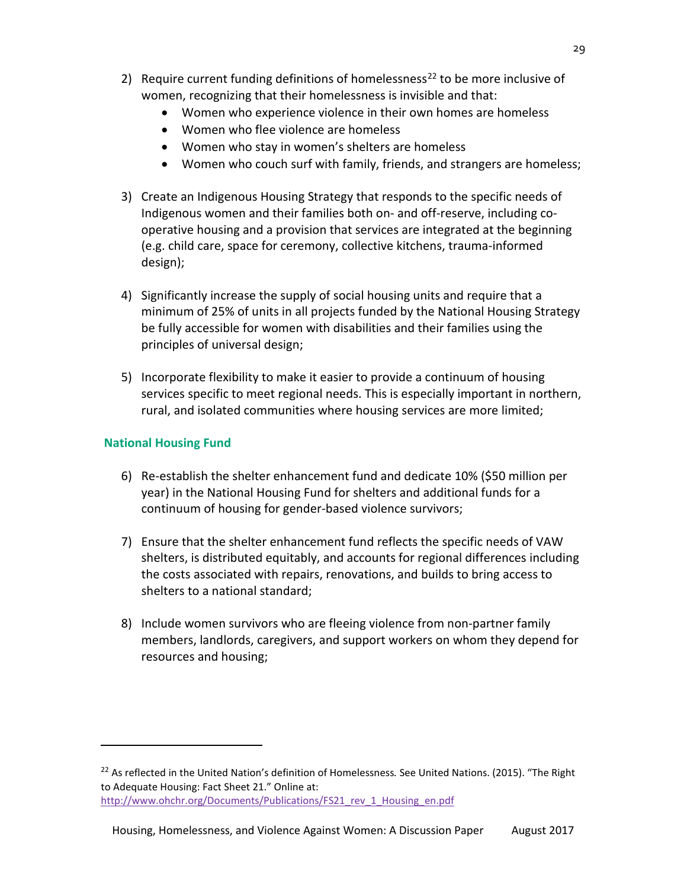2) Require current funding definitions of homelessness[22] to be more inclusive of women, recognizing that their homelessness is invisible and that:
    - Women who experience violence in their own homes are homeless
    - Women who flee violence are homeless
    - Women who stay in women's shelters are homeless
    - Women who couch surf with family, friends, and strangers are homeless;

3) Create an Indigenous Housing Strategy that responds to the specific needs of Indigenous women and their families both on- and off-reserve, including co-operative housing and a provision that services are integrated at the beginning (e.g. child care, space for ceremony, collective kitchens, trauma-informed design);

4) Significantly increase the supply of social housing units and require that a minimum of 25% of units in all projects funded by the National Housing Strategy be fully accessible for women with disabilities and their families using the principles of universal design;

5) Incorporate flexibility to make it easier to provide a continuum of housing services specific to meet regional needs. This is especially important in northern, rural, and isolated communities where housing services are more limited;

### National Housing Fund

6) Re-establish the shelter enhancement fund and dedicate 10% ($50 million per year) in the National Housing Fund for shelters and additional funds for a continuum of housing for gender-based violence survivors;

7) Ensure that the shelter enhancement fund reflects the specific needs of VAW shelters, is distributed equitably, and accounts for regional differences including the costs associated with repairs, renovations, and builds to bring access to shelters to a national standard;

8) Include women survivors who are fleeing violence from non-partner family members, landlords, caregivers, and support workers on whom they depend for resources and housing;

---

[22] As reflected in the United Nation's definition of Homelessness. See United Nations. (2015). "The Right to Adequate Housing: Fact Sheet 21." Online at: http://www.ohchr.org/Documents/Publications/FS21_rev_1_Housing_en.pdf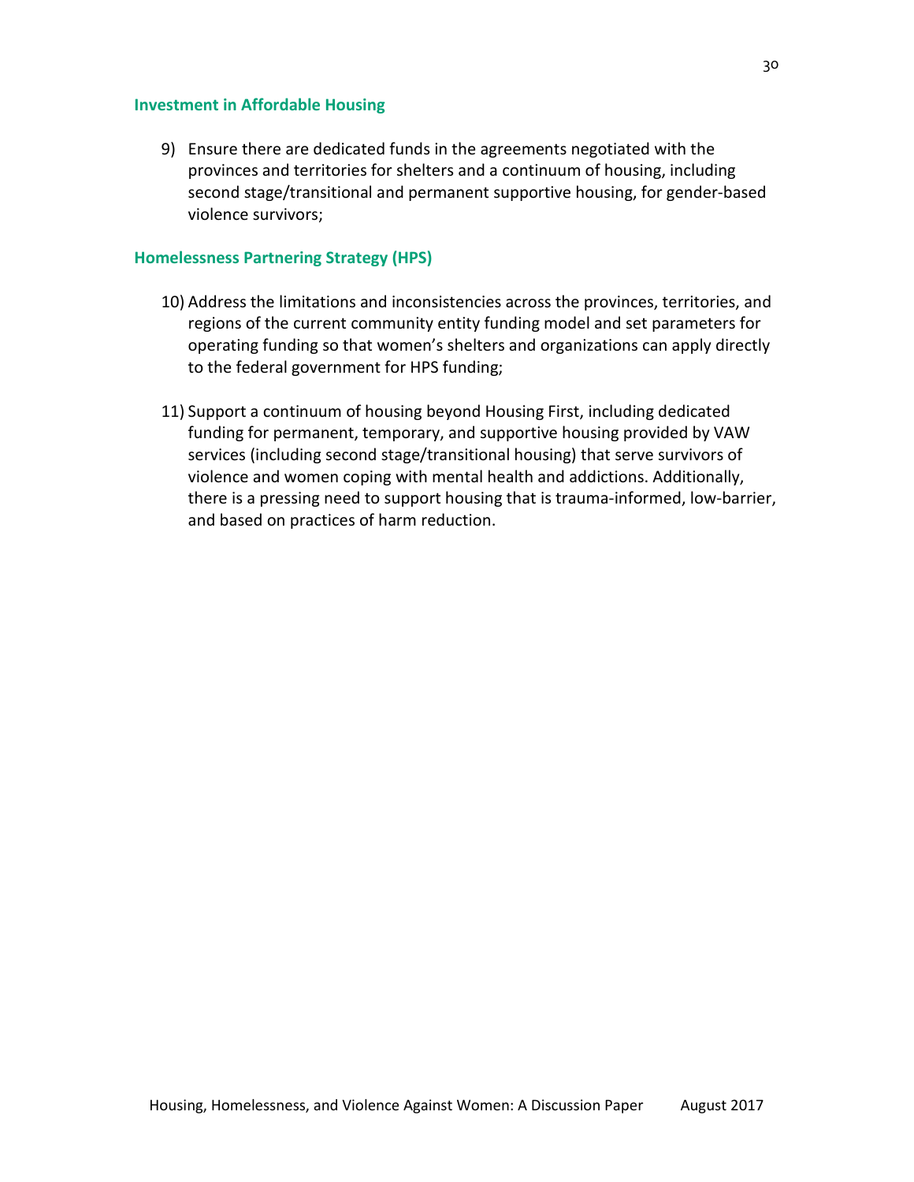### Investment in Affordable Housing

9) Ensure there are dedicated funds in the agreements negotiated with the provinces and territories for shelters and a continuum of housing, including second stage/transitional and permanent supportive housing, for gender-based violence survivors;

### Homelessness Partnering Strategy (HPS)

10) Address the limitations and inconsistencies across the provinces, territories, and regions of the current community entity funding model and set parameters for operating funding so that women's shelters and organizations can apply directly to the federal government for HPS funding;

11) Support a continuum of housing beyond Housing First, including dedicated funding for permanent, temporary, and supportive housing provided by VAW services (including second stage/transitional housing) that serve survivors of violence and women coping with mental health and addictions. Additionally, there is a pressing need to support housing that is trauma-informed, low-barrier, and based on practices of harm reduction.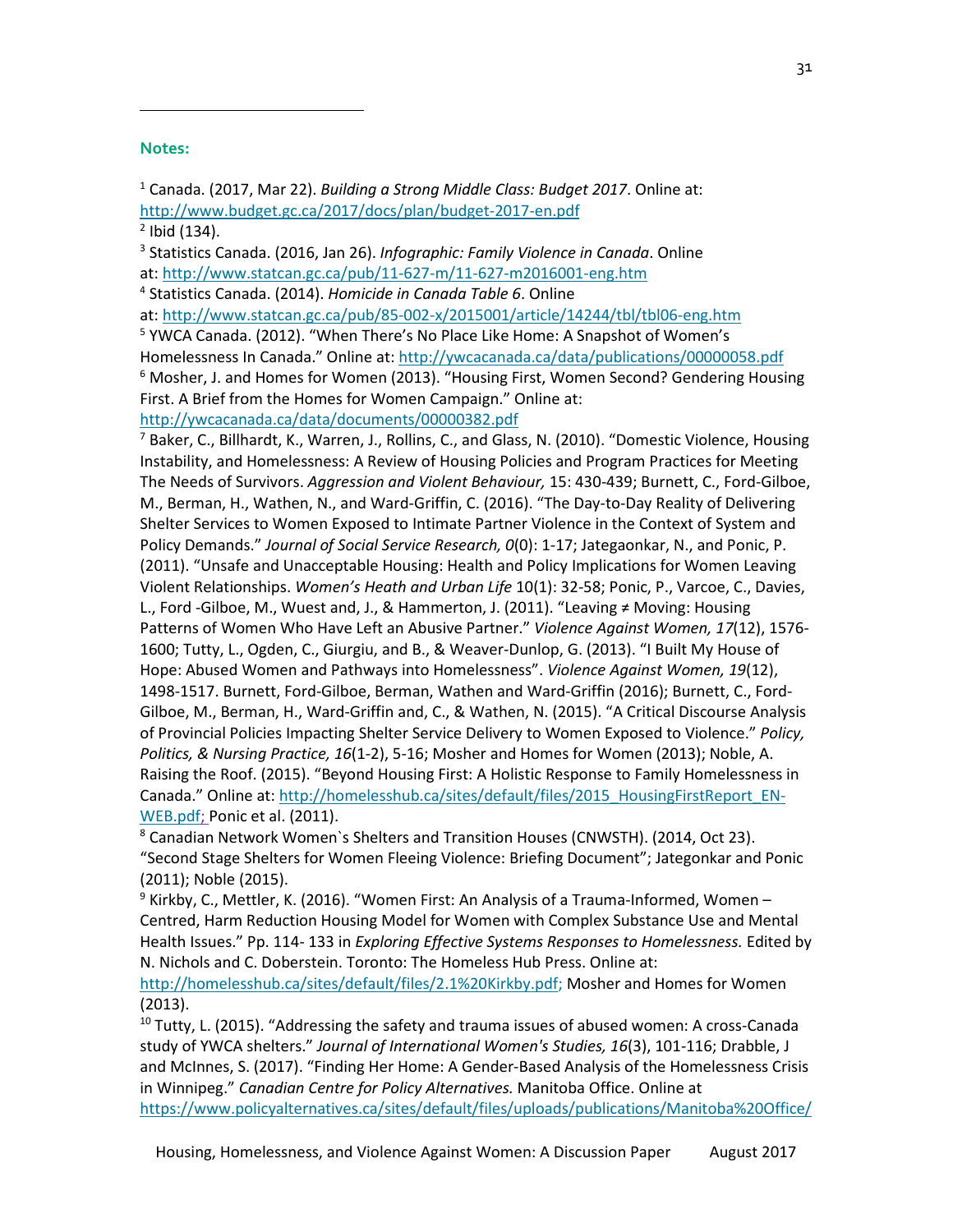**Notes:**

[1] Canada. (2017, Mar 22). *Building a Strong Middle Class: Budget 2017*. Online at: http://www.budget.gc.ca/2017/docs/plan/budget-2017-en.pdf

[2] Ibid (134).

[3] Statistics Canada. (2016, Jan 26). *Infographic: Family Violence in Canada*. Online at: http://www.statcan.gc.ca/pub/11-627-m/11-627-m2016001-eng.htm

[4] Statistics Canada. (2014). *Homicide in Canada Table 6*. Online at: http://www.statcan.gc.ca/pub/85-002-x/2015001/article/14244/tbl/tbl06-eng.htm

[5] YWCA Canada. (2012). "When There's No Place Like Home: A Snapshot of Women's Homelessness In Canada." Online at: http://ywcacanada.ca/data/publications/00000058.pdf

[6] Mosher, J. and Homes for Women (2013). "Housing First, Women Second? Gendering Housing First. A Brief from the Homes for Women Campaign." Online at: http://ywcacanada.ca/data/documents/00000382.pdf

[7] Baker, C., Billhardt, K., Warren, J., Rollins, C., and Glass, N. (2010). "Domestic Violence, Housing Instability, and Homelessness: A Review of Housing Policies and Program Practices for Meeting The Needs of Survivors. *Aggression and Violent Behaviour,* 15: 430-439; Burnett, C., Ford-Gilboe, M., Berman, H., Wathen, N., and Ward-Griffin, C. (2016). "The Day-to-Day Reality of Delivering Shelter Services to Women Exposed to Intimate Partner Violence in the Context of System and Policy Demands." *Journal of Social Service Research, 0*(0): 1-17; Jategaonkar, N., and Ponic, P. (2011). "Unsafe and Unacceptable Housing: Health and Policy Implications for Women Leaving Violent Relationships. *Women's Heath and Urban Life* 10(1): 32-58; Ponic, P., Varcoe, C., Davies, L., Ford -Gilboe, M., Wuest and, J., & Hammerton, J. (2011). "Leaving ≠ Moving: Housing Patterns of Women Who Have Left an Abusive Partner." *Violence Against Women, 17*(12), 1576-1600; Tutty, L., Ogden, C., Giurgiu, and B., & Weaver-Dunlop, G. (2013). "I Built My House of Hope: Abused Women and Pathways into Homelessness". *Violence Against Women, 19*(12), 1498-1517. Burnett, Ford-Gilboe, Berman, Wathen and Ward-Griffin (2016); Burnett, C., Ford-Gilboe, M., Berman, H., Ward-Griffin and, C., & Wathen, N. (2015). "A Critical Discourse Analysis of Provincial Policies Impacting Shelter Service Delivery to Women Exposed to Violence." *Policy, Politics, & Nursing Practice, 16*(1-2), 5-16; Mosher and Homes for Women (2013); Noble, A. Raising the Roof. (2015). "Beyond Housing First: A Holistic Response to Family Homelessness in Canada." Online at: http://homelesshub.ca/sites/default/files/2015_HousingFirstReport_EN-WEB.pdf; Ponic et al. (2011).

[8] Canadian Network Women`s Shelters and Transition Houses (CNWSTH). (2014, Oct 23). "Second Stage Shelters for Women Fleeing Violence: Briefing Document"; Jategonkar and Ponic (2011); Noble (2015).

[9] Kirkby, C., Mettler, K. (2016). "Women First: An Analysis of a Trauma-Informed, Women – Centred, Harm Reduction Housing Model for Women with Complex Substance Use and Mental Health Issues." Pp. 114- 133 in *Exploring Effective Systems Responses to Homelessness.* Edited by N. Nichols and C. Doberstein. Toronto: The Homeless Hub Press. Online at: http://homelesshub.ca/sites/default/files/2.1%20Kirkby.pdf; Mosher and Homes for Women (2013).

[10] Tutty, L. (2015). "Addressing the safety and trauma issues of abused women: A cross-Canada study of YWCA shelters." *Journal of International Women's Studies, 16*(3), 101-116; Drabble, J and McInnes, S. (2017). "Finding Her Home: A Gender-Based Analysis of the Homelessness Crisis in Winnipeg." *Canadian Centre for Policy Alternatives.* Manitoba Office. Online at https://www.policyalternatives.ca/sites/default/files/uploads/publications/Manitoba%20Office/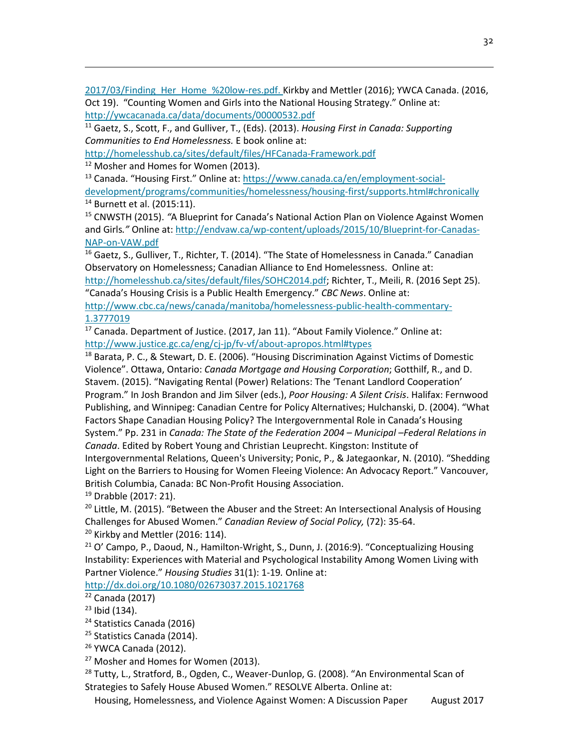2017/03/Finding_Her_Home_%20low-res.pdf. Kirkby and Mettler (2016); YWCA Canada. (2016, Oct 19). "Counting Women and Girls into the National Housing Strategy." Online at: http://ywcacanada.ca/data/documents/00000532.pdf

[11] Gaetz, S., Scott, F., and Gulliver, T., (Eds). (2013). *Housing First in Canada: Supporting Communities to End Homelessness.* E book online at: http://homelesshub.ca/sites/default/files/HFCanada-Framework.pdf

[12] Mosher and Homes for Women (2013).

[13] Canada. "Housing First." Online at: https://www.canada.ca/en/employment-social-development/programs/communities/homelessness/housing-first/supports.html#chronically

[14] Burnett et al. (2015:11).

[15] CNWSTH (2015). *"*A Blueprint for Canada's National Action Plan on Violence Against Women and Girls*."* Online at: http://endvaw.ca/wp-content/uploads/2015/10/Blueprint-for-Canadas-NAP-on-VAW.pdf

[16] Gaetz, S., Gulliver, T., Richter, T. (2014). "The State of Homelessness in Canada." Canadian Observatory on Homelessness; Canadian Alliance to End Homelessness. Online at: http://homelesshub.ca/sites/default/files/SOHC2014.pdf; Richter, T., Meili, R. (2016 Sept 25). "Canada's Housing Crisis is a Public Health Emergency." *CBC News*. Online at: http://www.cbc.ca/news/canada/manitoba/homelessness-public-health-commentary-1.3777019

[17] Canada. Department of Justice. (2017, Jan 11). "About Family Violence." Online at: http://www.justice.gc.ca/eng/cj-jp/fv-vf/about-apropos.html#types

[18] Barata, P. C., & Stewart, D. E. (2006). "Housing Discrimination Against Victims of Domestic Violence". Ottawa, Ontario: *Canada Mortgage and Housing Corporation*; Gotthilf, R., and D. Stavem. (2015). "Navigating Rental (Power) Relations: The 'Tenant Landlord Cooperation' Program." In Josh Brandon and Jim Silver (eds.), *Poor Housing: A Silent Crisis*. Halifax: Fernwood Publishing, and Winnipeg: Canadian Centre for Policy Alternatives; Hulchanski, D. (2004). "What Factors Shape Canadian Housing Policy? The Intergovernmental Role in Canada's Housing System." Pp. 231 in *Canada: The State of the Federation 2004 – Municipal –Federal Relations in Canada*. Edited by Robert Young and Christian Leuprecht. Kingston: Institute of Intergovernmental Relations, Queen's University; Ponic, P., & Jategaonkar, N. (2010). "Shedding Light on the Barriers to Housing for Women Fleeing Violence: An Advocacy Report." Vancouver, British Columbia, Canada: BC Non-Profit Housing Association.

[19] Drabble (2017: 21).

[20] Little, M. (2015). "Between the Abuser and the Street: An Intersectional Analysis of Housing Challenges for Abused Women." *Canadian Review of Social Policy,* (72): 35-64.

[20] Kirkby and Mettler (2016: 114).

[21] O' Campo, P., Daoud, N., Hamilton-Wright, S., Dunn, J. (2016:9). "Conceptualizing Housing Instability: Experiences with Material and Psychological Instability Among Women Living with Partner Violence." *Housing Studies* 31(1): 1-19*.* Online at: http://dx.doi.org/10.1080/02673037.2015.1021768

[22] Canada (2017)

[23] Ibid (134).

[24] Statistics Canada (2016)

[25] Statistics Canada (2014).

[26] YWCA Canada (2012).

[27] Mosher and Homes for Women (2013).

[28] Tutty, L., Stratford, B., Ogden, C., Weaver-Dunlop, G. (2008). "An Environmental Scan of Strategies to Safely House Abused Women." RESOLVE Alberta. Online at: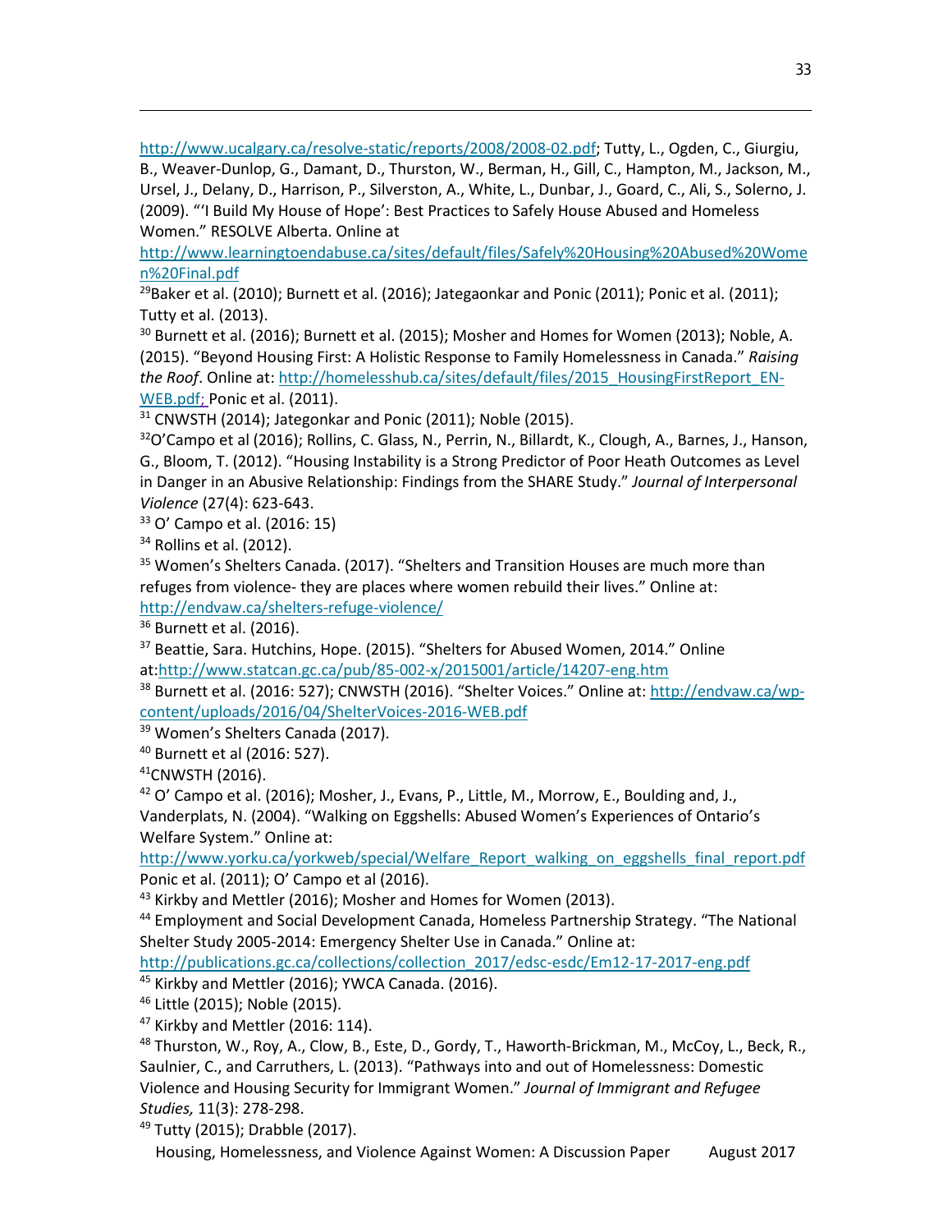http://www.ucalgary.ca/resolve-static/reports/2008/2008-02.pdf; Tutty, L., Ogden, C., Giurgiu, B., Weaver-Dunlop, G., Damant, D., Thurston, W., Berman, H., Gill, C., Hampton, M., Jackson, M., Ursel, J., Delany, D., Harrison, P., Silverston, A., White, L., Dunbar, J., Goard, C., Ali, S., Solerno, J. (2009). "'I Build My House of Hope': Best Practices to Safely House Abused and Homeless Women." RESOLVE Alberta. Online at http://www.learningtoendabuse.ca/sites/default/files/Safely%20Housing%20Abused%20Women%20Final.pdf

[29]Baker et al. (2010); Burnett et al. (2016); Jategaonkar and Ponic (2011); Ponic et al. (2011); Tutty et al. (2013).

[30] Burnett et al. (2016); Burnett et al. (2015); Mosher and Homes for Women (2013); Noble, A. (2015). "Beyond Housing First: A Holistic Response to Family Homelessness in Canada." *Raising the Roof*. Online at: http://homelesshub.ca/sites/default/files/2015_HousingFirstReport_EN-WEB.pdf; Ponic et al. (2011).

[31] CNWSTH (2014); Jategonkar and Ponic (2011); Noble (2015).

[32]O'Campo et al (2016); Rollins, C. Glass, N., Perrin, N., Billardt, K., Clough, A., Barnes, J., Hanson, G., Bloom, T. (2012). "Housing Instability is a Strong Predictor of Poor Heath Outcomes as Level in Danger in an Abusive Relationship: Findings from the SHARE Study." *Journal of Interpersonal Violence* (27(4): 623-643.

[33] O' Campo et al. (2016: 15)

[34] Rollins et al. (2012).

[35] Women's Shelters Canada. (2017). "Shelters and Transition Houses are much more than refuges from violence- they are places where women rebuild their lives." Online at: http://endvaw.ca/shelters-refuge-violence/

[36] Burnett et al. (2016).

[37] Beattie, Sara. Hutchins, Hope. (2015). "Shelters for Abused Women, 2014." Online at:http://www.statcan.gc.ca/pub/85-002-x/2015001/article/14207-eng.htm

[38] Burnett et al. (2016: 527); CNWSTH (2016). "Shelter Voices." Online at: http://endvaw.ca/wp-content/uploads/2016/04/ShelterVoices-2016-WEB.pdf

[39] Women's Shelters Canada (2017).

[40] Burnett et al (2016: 527).

[41]CNWSTH (2016).

[42] O' Campo et al. (2016); Mosher, J., Evans, P., Little, M., Morrow, E., Boulding and, J., Vanderplats, N. (2004). "Walking on Eggshells: Abused Women's Experiences of Ontario's Welfare System." Online at: http://www.yorku.ca/yorkweb/special/Welfare_Report_walking_on_eggshells_final_report.pdf Ponic et al. (2011); O' Campo et al (2016).

[43] Kirkby and Mettler (2016); Mosher and Homes for Women (2013).

[44] Employment and Social Development Canada, Homeless Partnership Strategy. "The National Shelter Study 2005-2014: Emergency Shelter Use in Canada." Online at: http://publications.gc.ca/collections/collection_2017/edsc-esdc/Em12-17-2017-eng.pdf

[45] Kirkby and Mettler (2016); YWCA Canada. (2016).

[46] Little (2015); Noble (2015).

[47] Kirkby and Mettler (2016: 114).

[48] Thurston, W., Roy, A., Clow, B., Este, D., Gordy, T., Haworth-Brickman, M., McCoy, L., Beck, R., Saulnier, C., and Carruthers, L. (2013). "Pathways into and out of Homelessness: Domestic Violence and Housing Security for Immigrant Women." *Journal of Immigrant and Refugee Studies,* 11(3): 278-298.

[49] Tutty (2015); Drabble (2017).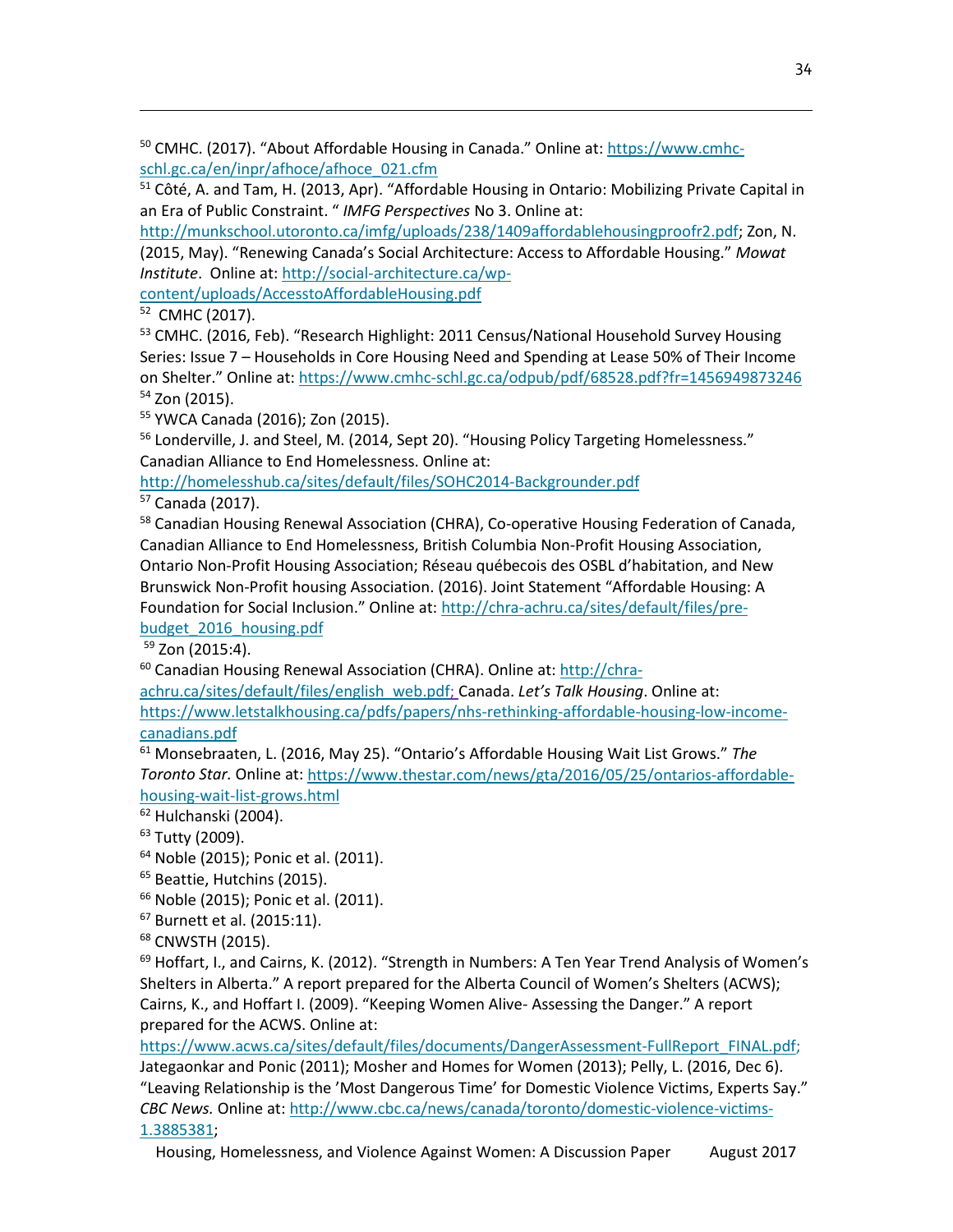[50] CMHC. (2017). "About Affordable Housing in Canada." Online at: https://www.cmhc-schl.gc.ca/en/inpr/afhoce/afhoce_021.cfm

[51] Côté, A. and Tam, H. (2013, Apr). "Affordable Housing in Ontario: Mobilizing Private Capital in an Era of Public Constraint. " *IMFG Perspectives* No 3. Online at: http://munkschool.utoronto.ca/imfg/uploads/238/1409affordablehousingproofr2.pdf; Zon, N. (2015, May). "Renewing Canada's Social Architecture: Access to Affordable Housing." *Mowat Institute*. Online at: http://social-architecture.ca/wp-content/uploads/AccesstoAffordableHousing.pdf

[52] CMHC (2017).

[53] CMHC. (2016, Feb). "Research Highlight: 2011 Census/National Household Survey Housing Series: Issue 7 – Households in Core Housing Need and Spending at Lease 50% of Their Income on Shelter." Online at: https://www.cmhc-schl.gc.ca/odpub/pdf/68528.pdf?fr=1456949873246

[54] Zon (2015).

[55] YWCA Canada (2016); Zon (2015).

[56] Londerville, J. and Steel, M. (2014, Sept 20). "Housing Policy Targeting Homelessness." Canadian Alliance to End Homelessness. Online at: http://homelesshub.ca/sites/default/files/SOHC2014-Backgrounder.pdf

[57] Canada (2017).

[58] Canadian Housing Renewal Association (CHRA), Co-operative Housing Federation of Canada, Canadian Alliance to End Homelessness, British Columbia Non-Profit Housing Association, Ontario Non-Profit Housing Association; Réseau québecois des OSBL d'habitation, and New Brunswick Non-Profit housing Association. (2016). Joint Statement "Affordable Housing: A Foundation for Social Inclusion." Online at: http://chra-achru.ca/sites/default/files/pre-budget_2016_housing.pdf

[59] Zon (2015:4).

[60] Canadian Housing Renewal Association (CHRA). Online at: http://chra-achru.ca/sites/default/files/english_web.pdf; Canada. *Let's Talk Housing*. Online at: https://www.letstalkhousing.ca/pdfs/papers/nhs-rethinking-affordable-housing-low-income-canadians.pdf

[61] Monsebraaten, L. (2016, May 25). "Ontario's Affordable Housing Wait List Grows." *The Toronto Star.* Online at: https://www.thestar.com/news/gta/2016/05/25/ontarios-affordable-housing-wait-list-grows.html

[62] Hulchanski (2004).

[63] Tutty (2009).

[64] Noble (2015); Ponic et al. (2011).

[65] Beattie, Hutchins (2015).

[66] Noble (2015); Ponic et al. (2011).

[67] Burnett et al. (2015:11).

[68] CNWSTH (2015).

[69] Hoffart, I., and Cairns, K. (2012). "Strength in Numbers: A Ten Year Trend Analysis of Women's Shelters in Alberta." A report prepared for the Alberta Council of Women's Shelters (ACWS); Cairns, K., and Hoffart I. (2009). "Keeping Women Alive- Assessing the Danger." A report prepared for the ACWS. Online at: https://www.acws.ca/sites/default/files/documents/DangerAssessment-FullReport_FINAL.pdf; Jategaonkar and Ponic (2011); Mosher and Homes for Women (2013); Pelly, L. (2016, Dec 6). "Leaving Relationship is the 'Most Dangerous Time' for Domestic Violence Victims, Experts Say." *CBC News.* Online at: http://www.cbc.ca/news/canada/toronto/domestic-violence-victims-1.3885381;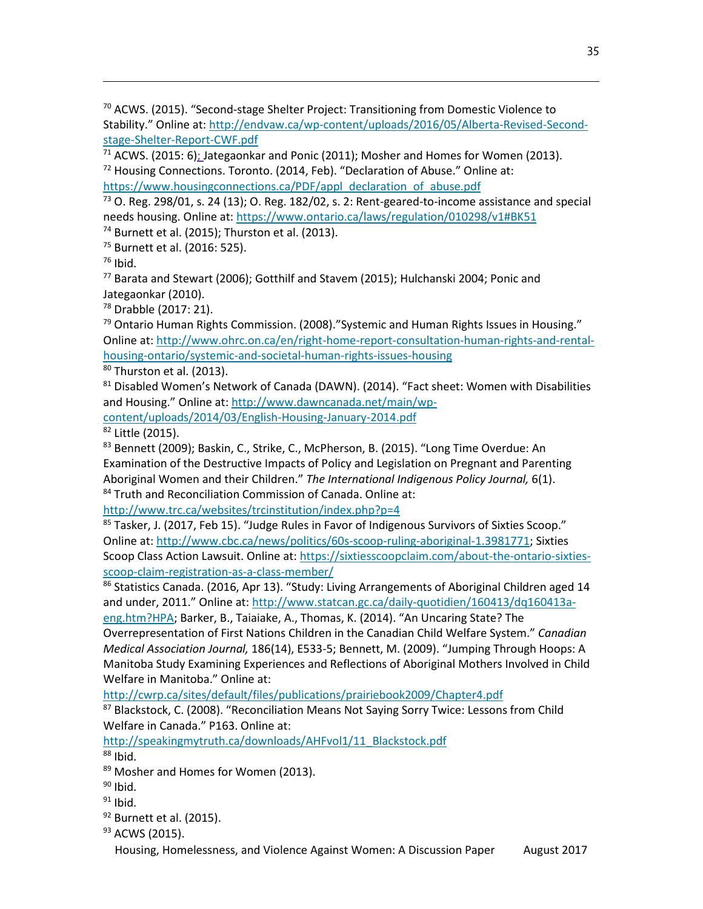[70] ACWS. (2015). "Second-stage Shelter Project: Transitioning from Domestic Violence to Stability." Online at: http://endvaw.ca/wp-content/uploads/2016/05/Alberta-Revised-Second-stage-Shelter-Report-CWF.pdf

[71] ACWS. (2015: 6); Jategaonkar and Ponic (2011); Mosher and Homes for Women (2013).

[72] Housing Connections. Toronto. (2014, Feb). "Declaration of Abuse." Online at: https://www.housingconnections.ca/PDF/appl_declaration_of_abuse.pdf

[73] O. Reg. 298/01, s. 24 (13); O. Reg. 182/02, s. 2: Rent-geared-to-income assistance and special needs housing. Online at: https://www.ontario.ca/laws/regulation/010298/v1#BK51

[74] Burnett et al. (2015); Thurston et al. (2013).

[75] Burnett et al. (2016: 525).

[76] Ibid.

[77] Barata and Stewart (2006); Gotthilf and Stavem (2015); Hulchanski 2004; Ponic and Jategaonkar (2010).

[78] Drabble (2017: 21).

[79] Ontario Human Rights Commission. (2008)."Systemic and Human Rights Issues in Housing." Online at: http://www.ohrc.on.ca/en/right-home-report-consultation-human-rights-and-rental-housing-ontario/systemic-and-societal-human-rights-issues-housing

[80] Thurston et al. (2013).

[81] Disabled Women's Network of Canada (DAWN). (2014). "Fact sheet: Women with Disabilities and Housing." Online at: http://www.dawncanada.net/main/wp-content/uploads/2014/03/English-Housing-January-2014.pdf

[82] Little (2015).

[83] Bennett (2009); Baskin, C., Strike, C., McPherson, B. (2015). "Long Time Overdue: An Examination of the Destructive Impacts of Policy and Legislation on Pregnant and Parenting Aboriginal Women and their Children." *The International Indigenous Policy Journal,* 6(1).

[84] Truth and Reconciliation Commission of Canada. Online at: http://www.trc.ca/websites/trcinstitution/index.php?p=4

[85] Tasker, J. (2017, Feb 15). "Judge Rules in Favor of Indigenous Survivors of Sixties Scoop." Online at: http://www.cbc.ca/news/politics/60s-scoop-ruling-aboriginal-1.3981771; Sixties Scoop Class Action Lawsuit. Online at: https://sixtiesscoopclaim.com/about-the-ontario-sixties-scoop-claim-registration-as-a-class-member/

[86] Statistics Canada. (2016, Apr 13). "Study: Living Arrangements of Aboriginal Children aged 14 and under, 2011." Online at: http://www.statcan.gc.ca/daily-quotidien/160413/dq160413a-eng.htm?HPA; Barker, B., Taiaiake, A., Thomas, K. (2014). "An Uncaring State? The Overrepresentation of First Nations Children in the Canadian Child Welfare System." *Canadian Medical Association Journal,* 186(14), E533-5; Bennett, M. (2009). "Jumping Through Hoops: A Manitoba Study Examining Experiences and Reflections of Aboriginal Mothers Involved in Child Welfare in Manitoba." Online at: http://cwrp.ca/sites/default/files/publications/prairiebook2009/Chapter4.pdf

[87] Blackstock, C. (2008). "Reconciliation Means Not Saying Sorry Twice: Lessons from Child Welfare in Canada." P163. Online at: http://speakingmytruth.ca/downloads/AHFvol1/11_Blackstock.pdf

[88] Ibid.

[89] Mosher and Homes for Women (2013).

[90] Ibid.

[91] Ibid.

[92] Burnett et al. (2015).

[93] ACWS (2015).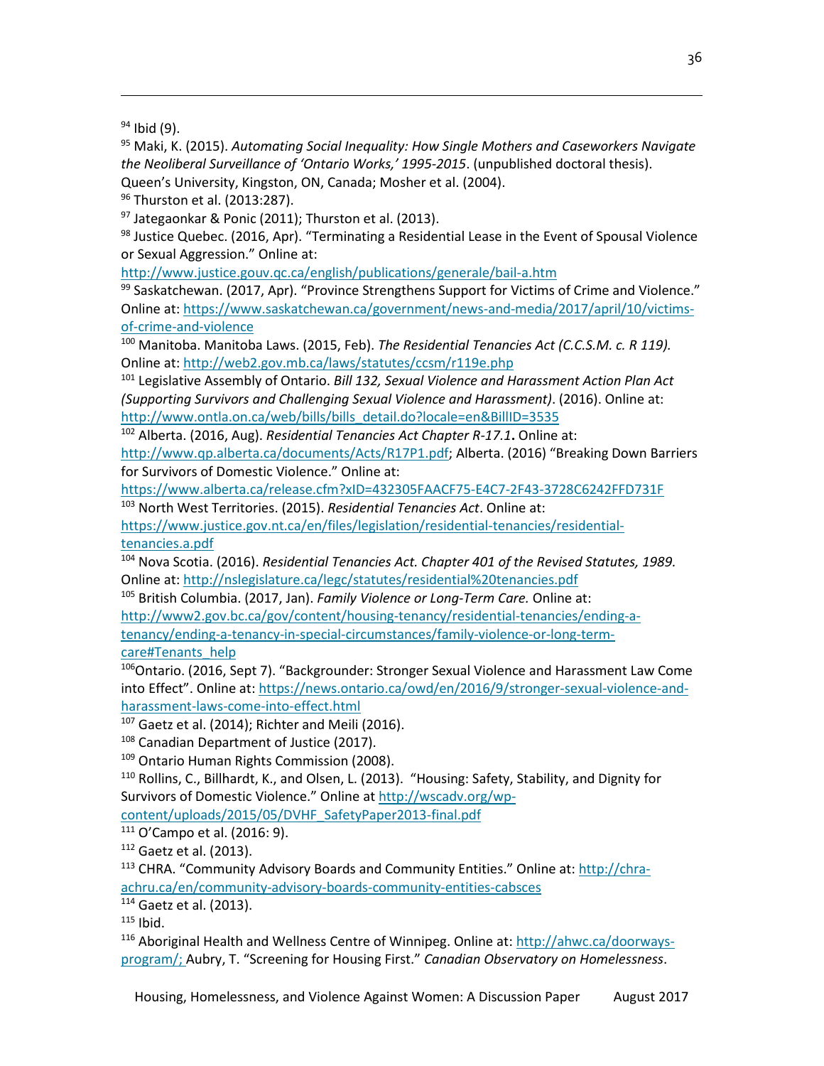[94] Ibid (9).

[95] Maki, K. (2015). *Automating Social Inequality: How Single Mothers and Caseworkers Navigate the Neoliberal Surveillance of 'Ontario Works,' 1995-2015*. (unpublished doctoral thesis). Queen's University, Kingston, ON, Canada; Mosher et al. (2004).

[96] Thurston et al. (2013:287).

[97] Jategaonkar & Ponic (2011); Thurston et al. (2013).

[98] Justice Quebec. (2016, Apr). "Terminating a Residential Lease in the Event of Spousal Violence or Sexual Aggression." Online at: http://www.justice.gouv.qc.ca/english/publications/generale/bail-a.htm

[99] Saskatchewan. (2017, Apr). "Province Strengthens Support for Victims of Crime and Violence." Online at: https://www.saskatchewan.ca/government/news-and-media/2017/april/10/victims-of-crime-and-violence

[100] Manitoba. Manitoba Laws. (2015, Feb). *The Residential Tenancies Act (C.C.S.M. c. R 119).* Online at: http://web2.gov.mb.ca/laws/statutes/ccsm/r119e.php

[101] Legislative Assembly of Ontario. *Bill 132, Sexual Violence and Harassment Action Plan Act (Supporting Survivors and Challenging Sexual Violence and Harassment)*. (2016). Online at: http://www.ontla.on.ca/web/bills/bills_detail.do?locale=en&BillID=3535

[102] Alberta. (2016, Aug). *Residential Tenancies Act Chapter R-17.1***.** Online at: http://www.qp.alberta.ca/documents/Acts/R17P1.pdf; Alberta. (2016) "Breaking Down Barriers for Survivors of Domestic Violence." Online at: https://www.alberta.ca/release.cfm?xID=432305FAACF75-E4C7-2F43-3728C6242FFD731F

[103] North West Territories. (2015). *Residential Tenancies Act*. Online at: https://www.justice.gov.nt.ca/en/files/legislation/residential-tenancies/residential-tenancies.a.pdf

[104] Nova Scotia. (2016). *Residential Tenancies Act. Chapter 401 of the Revised Statutes, 1989.* Online at: http://nslegislature.ca/legc/statutes/residential%20tenancies.pdf

[105] British Columbia. (2017, Jan). *Family Violence or Long-Term Care.* Online at: http://www2.gov.bc.ca/gov/content/housing-tenancy/residential-tenancies/ending-a-tenancy/ending-a-tenancy-in-special-circumstances/family-violence-or-long-term-care#Tenants_help

[106] Ontario. (2016, Sept 7). "Backgrounder: Stronger Sexual Violence and Harassment Law Come into Effect". Online at: https://news.ontario.ca/owd/en/2016/9/stronger-sexual-violence-and-harassment-laws-come-into-effect.html

[107] Gaetz et al. (2014); Richter and Meili (2016).

[108] Canadian Department of Justice (2017).

[109] Ontario Human Rights Commission (2008).

[110] Rollins, C., Billhardt, K., and Olsen, L. (2013). "Housing: Safety, Stability, and Dignity for Survivors of Domestic Violence." Online at http://wscadv.org/wp-content/uploads/2015/05/DVHF_SafetyPaper2013-final.pdf

[111] O'Campo et al. (2016: 9).

[112] Gaetz et al. (2013).

[113] CHRA. "Community Advisory Boards and Community Entities." Online at: http://chra-achru.ca/en/community-advisory-boards-community-entities-cabsces

[114] Gaetz et al. (2013).

[115] Ibid.

[116] Aboriginal Health and Wellness Centre of Winnipeg. Online at: http://ahwc.ca/doorways-program/; Aubry, T. "Screening for Housing First." *Canadian Observatory on Homelessness*.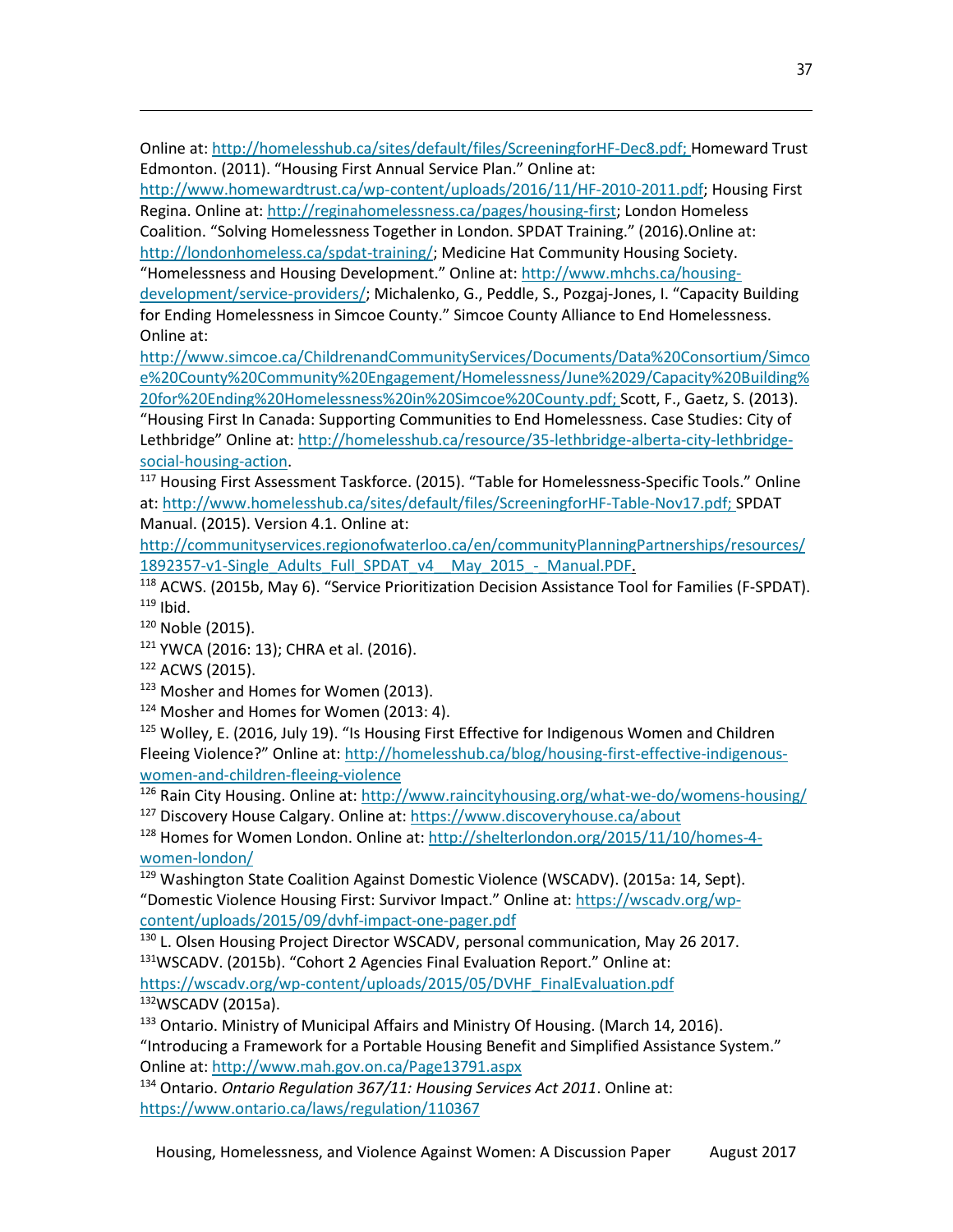Online at: http://homelesshub.ca/sites/default/files/ScreeningforHF-Dec8.pdf; Homeward Trust Edmonton. (2011). "Housing First Annual Service Plan." Online at: http://www.homewardtrust.ca/wp-content/uploads/2016/11/HF-2010-2011.pdf; Housing First Regina. Online at: http://reginahomelessness.ca/pages/housing-first; London Homeless Coalition. "Solving Homelessness Together in London. SPDAT Training." (2016).Online at: http://londonhomeless.ca/spdat-training/; Medicine Hat Community Housing Society. "Homelessness and Housing Development." Online at: http://www.mhchs.ca/housing-development/service-providers/; Michalenko, G., Peddle, S., Pozgaj-Jones, I. "Capacity Building for Ending Homelessness in Simcoe County." Simcoe County Alliance to End Homelessness. Online at: http://www.simcoe.ca/ChildrenandCommunityServices/Documents/Data%20Consortium/Simcoe%20County%20Community%20Engagement/Homelessness/June%2029/Capacity%20Building%20for%20Ending%20Homelessness%20in%20Simcoe%20County.pdf; Scott, F., Gaetz, S. (2013). "Housing First In Canada: Supporting Communities to End Homelessness. Case Studies: City of Lethbridge" Online at: http://homelesshub.ca/resource/35-lethbridge-alberta-city-lethbridge-social-housing-action.

[117] Housing First Assessment Taskforce. (2015). "Table for Homelessness-Specific Tools." Online at: http://www.homelesshub.ca/sites/default/files/ScreeningforHF-Table-Nov17.pdf; SPDAT Manual. (2015). Version 4.1. Online at: http://communityservices.regionofwaterloo.ca/en/communityPlanningPartnerships/resources/1892357-v1-Single_Adults_Full_SPDAT_v4__May_2015_-_Manual.PDF.

[118] ACWS. (2015b, May 6). "Service Prioritization Decision Assistance Tool for Families (F-SPDAT).

[119] Ibid.

[120] Noble (2015).

[121] YWCA (2016: 13); CHRA et al. (2016).

[122] ACWS (2015).

[123] Mosher and Homes for Women (2013).

[124] Mosher and Homes for Women (2013: 4).

[125] Wolley, E. (2016, July 19). "Is Housing First Effective for Indigenous Women and Children Fleeing Violence?" Online at: http://homelesshub.ca/blog/housing-first-effective-indigenous-women-and-children-fleeing-violence

[126] Rain City Housing. Online at: http://www.raincityhousing.org/what-we-do/womens-housing/

[127] Discovery House Calgary. Online at: https://www.discoveryhouse.ca/about

[128] Homes for Women London. Online at: http://shelterlondon.org/2015/11/10/homes-4-women-london/

[129] Washington State Coalition Against Domestic Violence (WSCADV). (2015a: 14, Sept). "Domestic Violence Housing First: Survivor Impact." Online at: https://wscadv.org/wp-content/uploads/2015/09/dvhf-impact-one-pager.pdf

[130] L. Olsen Housing Project Director WSCADV, personal communication, May 26 2017.

[131] WSCADV. (2015b). "Cohort 2 Agencies Final Evaluation Report." Online at: https://wscadv.org/wp-content/uploads/2015/05/DVHF_FinalEvaluation.pdf

[132] WSCADV (2015a).

[133] Ontario. Ministry of Municipal Affairs and Ministry Of Housing. (March 14, 2016). "Introducing a Framework for a Portable Housing Benefit and Simplified Assistance System." Online at: http://www.mah.gov.on.ca/Page13791.aspx

[134] Ontario. *Ontario Regulation 367/11: Housing Services Act 2011*. Online at: https://www.ontario.ca/laws/regulation/110367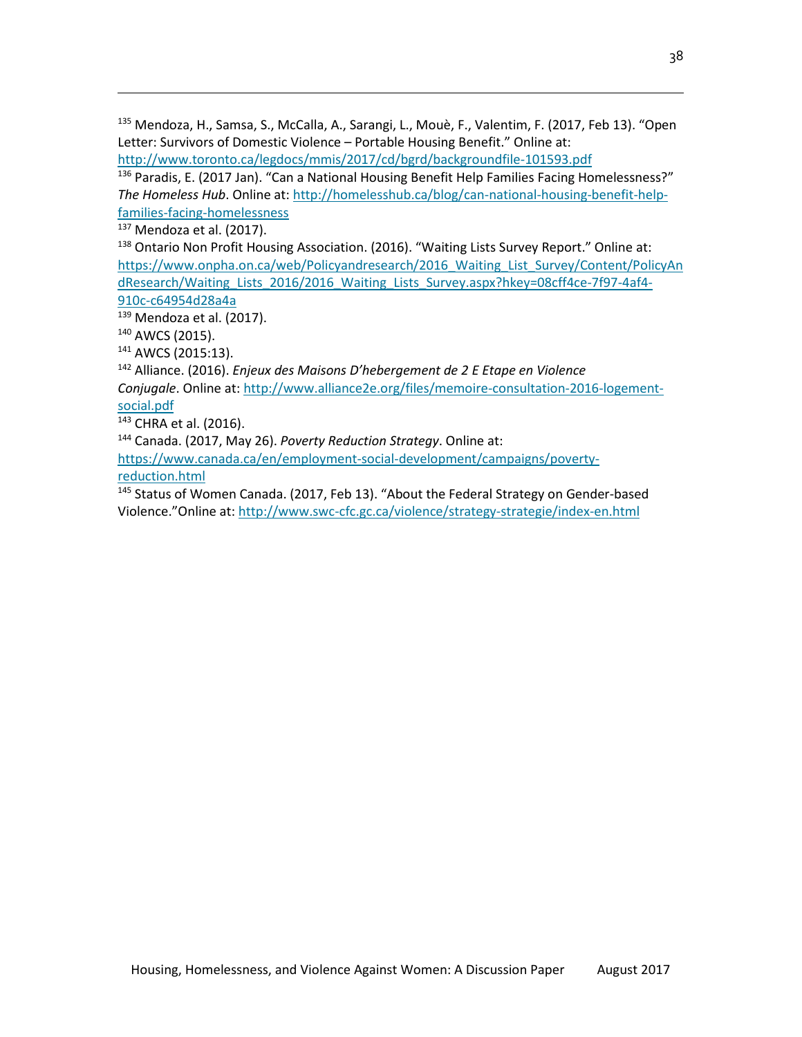[135] Mendoza, H., Samsa, S., McCalla, A., Sarangi, L., Mouè, F., Valentim, F. (2017, Feb 13). “Open Letter: Survivors of Domestic Violence – Portable Housing Benefit.” Online at: http://www.toronto.ca/legdocs/mmis/2017/cd/bgrd/backgroundfile-101593.pdf

[136] Paradis, E. (2017 Jan). “Can a National Housing Benefit Help Families Facing Homelessness?” *The Homeless Hub*. Online at: http://homelesshub.ca/blog/can-national-housing-benefit-help-families-facing-homelessness

[137] Mendoza et al. (2017).

[138] Ontario Non Profit Housing Association. (2016). “Waiting Lists Survey Report.” Online at: https://www.onpha.on.ca/web/Policyandresearch/2016_Waiting_List_Survey/Content/PolicyAndResearch/Waiting_Lists_2016/2016_Waiting_Lists_Survey.aspx?hkey=08cff4ce-7f97-4af4-910c-c64954d28a4a

[139] Mendoza et al. (2017).

[140] AWCS (2015).

[141] AWCS (2015:13).

[142] Alliance. (2016). *Enjeux des Maisons D’hebergement de 2 E Etape en Violence Conjugale*. Online at: http://www.alliance2e.org/files/memoire-consultation-2016-logement-social.pdf

[143] CHRA et al. (2016).

[144] Canada. (2017, May 26). *Poverty Reduction Strategy*. Online at: https://www.canada.ca/en/employment-social-development/campaigns/poverty-reduction.html

[145] Status of Women Canada. (2017, Feb 13). “About the Federal Strategy on Gender-based Violence.”Online at: http://www.swc-cfc.gc.ca/violence/strategy-strategie/index-en.html